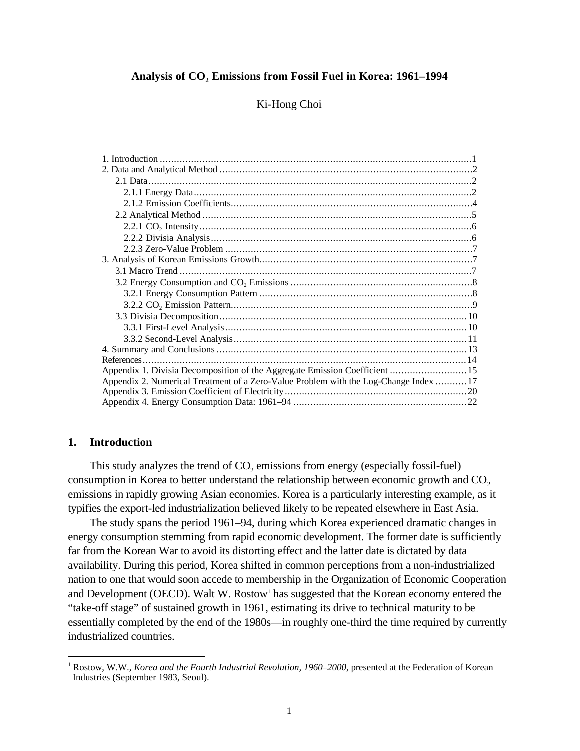# Analysis of $CO_2$ Emissions from Fossil Fuel in Korea: 1961–1994

Ki-Hong Choi

1. Introduction .......... 1
2. Data and Analytical Method .......... 2
   - 2.1 Data .......... 2
     - 2.1.1 Energy Data .......... 2
     - 2.1.2 Emission Coefficients .......... 4
   - 2.2 Analytical Method .......... 5
     - 2.2.1 $CO_2$ Intensity .......... 6
     - 2.2.2 Divisia Analysis .......... 6
     - 2.2.3 Zero-Value Problem .......... 7
3. Analysis of Korean Emissions Growth .......... 7
   - 3.1 Macro Trend .......... 7
   - 3.2 Energy Consumption and $CO_2$ Emissions .......... 8
     - 3.2.1 Energy Consumption Pattern .......... 8
     - 3.2.2 $CO_2$ Emission Pattern .......... 9
   - 3.3 Divisia Decomposition .......... 10
     - 3.3.1 First-Level Analysis .......... 10
     - 3.3.2 Second-Level Analysis .......... 11
4. Summary and Conclusions .......... 13

References .......... 14

Appendix 1. Divisia Decomposition of the Aggregate Emission Coefficient .......... 15

Appendix 2. Numerical Treatment of a Zero-Value Problem with the Log-Change Index .......... 17

Appendix 3. Emission Coefficient of Electricity .......... 20

Appendix 4. Energy Consumption Data: 1961–94 .......... 22

## 1. Introduction

This study analyzes the trend of $CO_2$ emissions from energy (especially fossil-fuel) consumption in Korea to better understand the relationship between economic growth and $CO_2$ emissions in rapidly growing Asian economies. Korea is a particularly interesting example, as it typifies the export-led industrialization believed likely to be repeated elsewhere in East Asia.

The study spans the period 1961–94, during which Korea experienced dramatic changes in energy consumption stemming from rapid economic development. The former date is sufficiently far from the Korean War to avoid its distorting effect and the latter date is dictated by data availability. During this period, Korea shifted in common perceptions from a non-industrialized nation to one that would soon accede to membership in the Organization of Economic Cooperation and Development (OECD). Walt W. Rostow[1] has suggested that the Korean economy entered the "take-off stage" of sustained growth in 1961, estimating its drive to technical maturity to be essentially completed by the end of the 1980s—in roughly one-third the time required by currently industrialized countries.

---

[1] Rostow, W.W., *Korea and the Fourth Industrial Revolution, 1960–2000*, presented at the Federation of Korean Industries (September 1983, Seoul).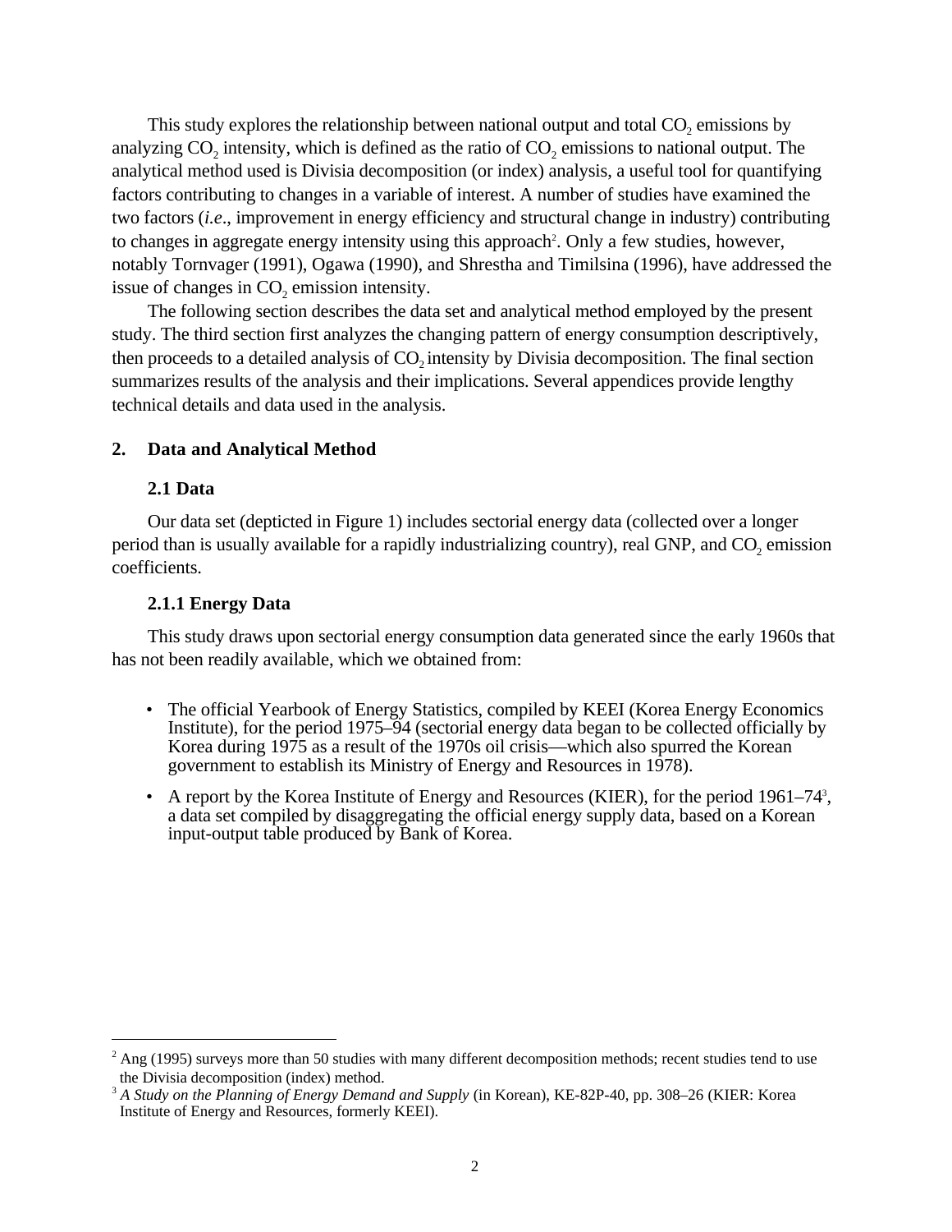This study explores the relationship between national output and total $CO_2$ emissions by analyzing $CO_2$ intensity, which is defined as the ratio of $CO_2$ emissions to national output. The analytical method used is Divisia decomposition (or index) analysis, a useful tool for quantifying factors contributing to changes in a variable of interest. A number of studies have examined the two factors (*i.e*., improvement in energy efficiency and structural change in industry) contributing to changes in aggregate energy intensity using this approach[2]. Only a few studies, however, notably Tornvager (1991), Ogawa (1990), and Shrestha and Timilsina (1996), have addressed the issue of changes in $CO_2$ emission intensity.

The following section describes the data set and analytical method employed by the present study. The third section first analyzes the changing pattern of energy consumption descriptively, then proceeds to a detailed analysis of $CO_2$ intensity by Divisia decomposition. The final section summarizes results of the analysis and their implications. Several appendices provide lengthy technical details and data used in the analysis.

## 2. Data and Analytical Method

### 2.1 Data

Our data set (depticted in Figure 1) includes sectorial energy data (collected over a longer period than is usually available for a rapidly industrializing country), real GNP, and $CO_2$ emission coefficients.

#### 2.1.1 Energy Data

This study draws upon sectorial energy consumption data generated since the early 1960s that has not been readily available, which we obtained from:

- The official Yearbook of Energy Statistics, compiled by KEEI (Korea Energy Economics Institute), for the period 1975–94 (sectorial energy data began to be collected officially by Korea during 1975 as a result of the 1970s oil crisis—which also spurred the Korean government to establish its Ministry of Energy and Resources in 1978).
- A report by the Korea Institute of Energy and Resources (KIER), for the period 1961–74[3], a data set compiled by disaggregating the official energy supply data, based on a Korean input-output table produced by Bank of Korea.

---

[2] Ang (1995) surveys more than 50 studies with many different decomposition methods; recent studies tend to use the Divisia decomposition (index) method.

[3] *A Study on the Planning of Energy Demand and Supply* (in Korean), KE-82P-40, pp. 308–26 (KIER: Korea Institute of Energy and Resources, formerly KEEI).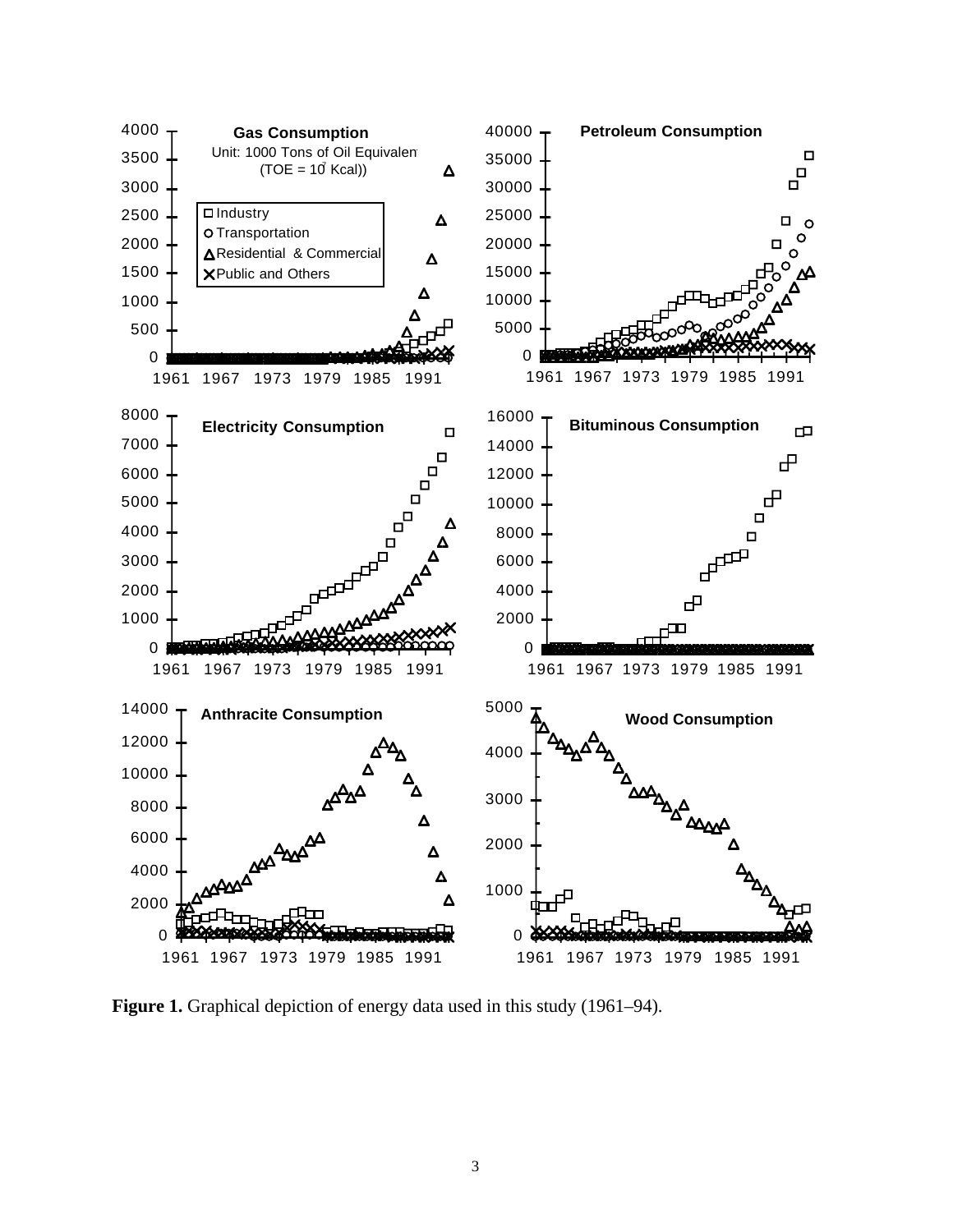Gas Consumption

Unit: 1000 Tons of Oil Equivalent (TOE = $10^7$ Kcal))

Industry
Transportation
Residential & Commercial
Public and Others

4000
3500
3000
2500
2000
1500
1000
500
0
1961 1967 1973 1979 1985 1991

Petroleum Consumption

40000
35000
30000
25000
20000
15000
10000
5000
0
1961 1967 1973 1979 1985 1991

Electricity Consumption

8000
7000
6000
5000
4000
3000
2000
1000
0
1961 1967 1973 1979 1985 1991

Bituminous Consumption

16000
14000
12000
10000
8000
6000
4000
2000
0
1961 1967 1973 1979 1985 1991

Anthracite Consumption

14000
12000
10000
8000
6000
4000
2000
0
1961 1967 1973 1979 1985 1991

Wood Consumption

5000
4000
3000
2000
1000
0
1961 1967 1973 1979 1985 1991

**Figure 1.** Graphical depiction of energy data used in this study (1961–94).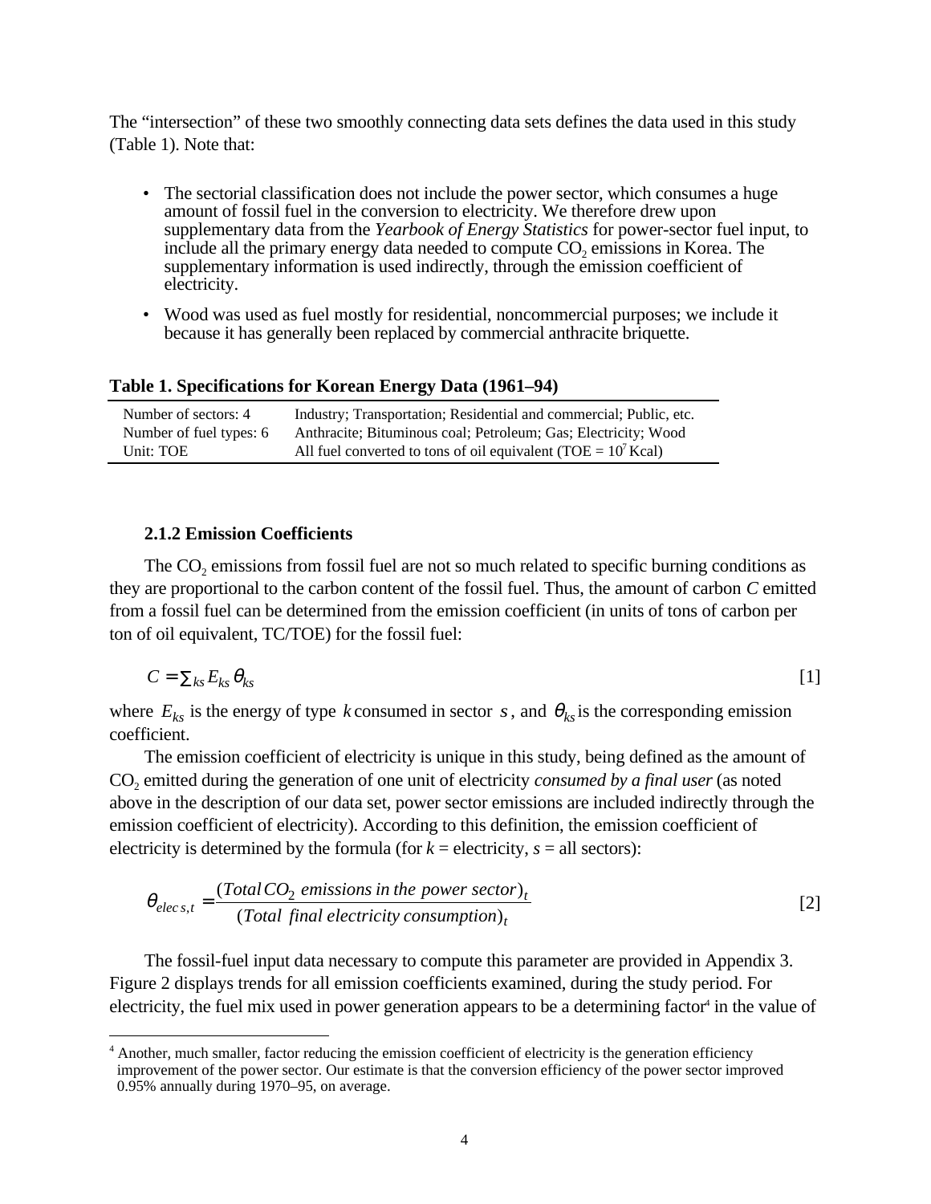The “intersection” of these two smoothly connecting data sets defines the data used in this study (Table 1). Note that:

- The sectorial classification does not include the power sector, which consumes a huge amount of fossil fuel in the conversion to electricity. We therefore drew upon supplementary data from the *Yearbook of Energy Statistics* for power-sector fuel input, to include all the primary energy data needed to compute $CO_2$ emissions in Korea. The supplementary information is used indirectly, through the emission coefficient of electricity.
- Wood was used as fuel mostly for residential, noncommercial purposes; we include it because it has generally been replaced by commercial anthracite briquette.

**Table 1. Specifications for Korean Energy Data (1961–94)**

| | |
|---|---|
| Number of sectors: 4 | Industry; Transportation; Residential and commercial; Public, etc. |
| Number of fuel types: 6 | Anthracite; Bituminous coal; Petroleum; Gas; Electricity; Wood |
| Unit: TOE | All fuel converted to tons of oil equivalent (TOE = $10^7$ Kcal) |

### 2.1.2 Emission Coefficients

The $CO_2$ emissions from fossil fuel are not so much related to specific burning conditions as they are proportional to the carbon content of the fossil fuel. Thus, the amount of carbon *C* emitted from a fossil fuel can be determined from the emission coefficient (in units of tons of carbon per ton of oil equivalent, TC/TOE) for the fossil fuel:

$$C = \sum_{ks} E_{ks} \theta_{ks} \qquad [1]$$

where $E_{ks}$ is the energy of type $k$ consumed in sector $s$, and $\theta_{ks}$ is the corresponding emission coefficient.

The emission coefficient of electricity is unique in this study, being defined as the amount of $CO_2$ emitted during the generation of one unit of electricity *consumed by a final user* (as noted above in the description of our data set, power sector emissions are included indirectly through the emission coefficient of electricity). According to this definition, the emission coefficient of electricity is determined by the formula (for *k* = electricity, *s* = all sectors):

$$\theta_{elec\,s,t} = \frac{(Total\,CO_2\ emissions\ in\ the\ power\ sector)_t}{(Total\ \ final\ electricity\ consumption)_t} \qquad [2]$$

The fossil-fuel input data necessary to compute this parameter are provided in Appendix 3. Figure 2 displays trends for all emission coefficients examined, during the study period. For electricity, the fuel mix used in power generation appears to be a determining factor[4] in the value of

[4] Another, much smaller, factor reducing the emission coefficient of electricity is the generation efficiency improvement of the power sector. Our estimate is that the conversion efficiency of the power sector improved 0.95% annually during 1970–95, on average.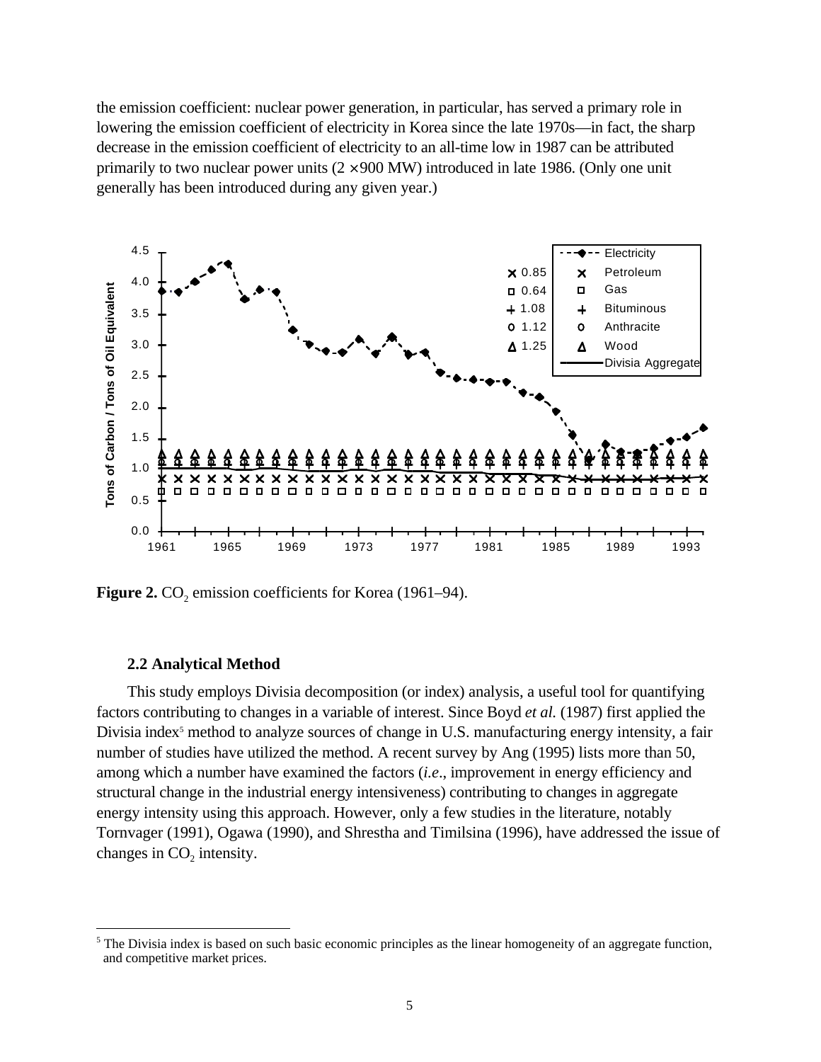the emission coefficient: nuclear power generation, in particular, has served a primary role in lowering the emission coefficient of electricity in Korea since the late 1970s—in fact, the sharp decrease in the emission coefficient of electricity to an all-time low in 1987 can be attributed primarily to two nuclear power units (2 × 900 MW) introduced in late 1986. (Only one unit generally has been introduced during any given year.)

Tons of Carbon / Tons of Oil Equivalent

4.5
4.0
3.5
3.0
2.5
2.0
1.5
1.0
0.5
0.0

1961 1965 1969 1973 1977 1981 1985 1989 1993

Electricity
0.85 Petroleum
0.64 Gas
1.08 Bituminous
1.12 Anthracite
1.25 Wood
Divisia Aggregate

**Figure 2.** $CO_2$ emission coefficients for Korea (1961–94).

### 2.2 Analytical Method

This study employs Divisia decomposition (or index) analysis, a useful tool for quantifying factors contributing to changes in a variable of interest. Since Boyd *et al.* (1987) first applied the Divisia index[5] method to analyze sources of change in U.S. manufacturing energy intensity, a fair number of studies have utilized the method. A recent survey by Ang (1995) lists more than 50, among which a number have examined the factors (*i.e*., improvement in energy efficiency and structural change in the industrial energy intensiveness) contributing to changes in aggregate energy intensity using this approach. However, only a few studies in the literature, notably Tornvager (1991), Ogawa (1990), and Shrestha and Timilsina (1996), have addressed the issue of changes in $CO_2$ intensity.

[5] The Divisia index is based on such basic economic principles as the linear homogeneity of an aggregate function, and competitive market prices.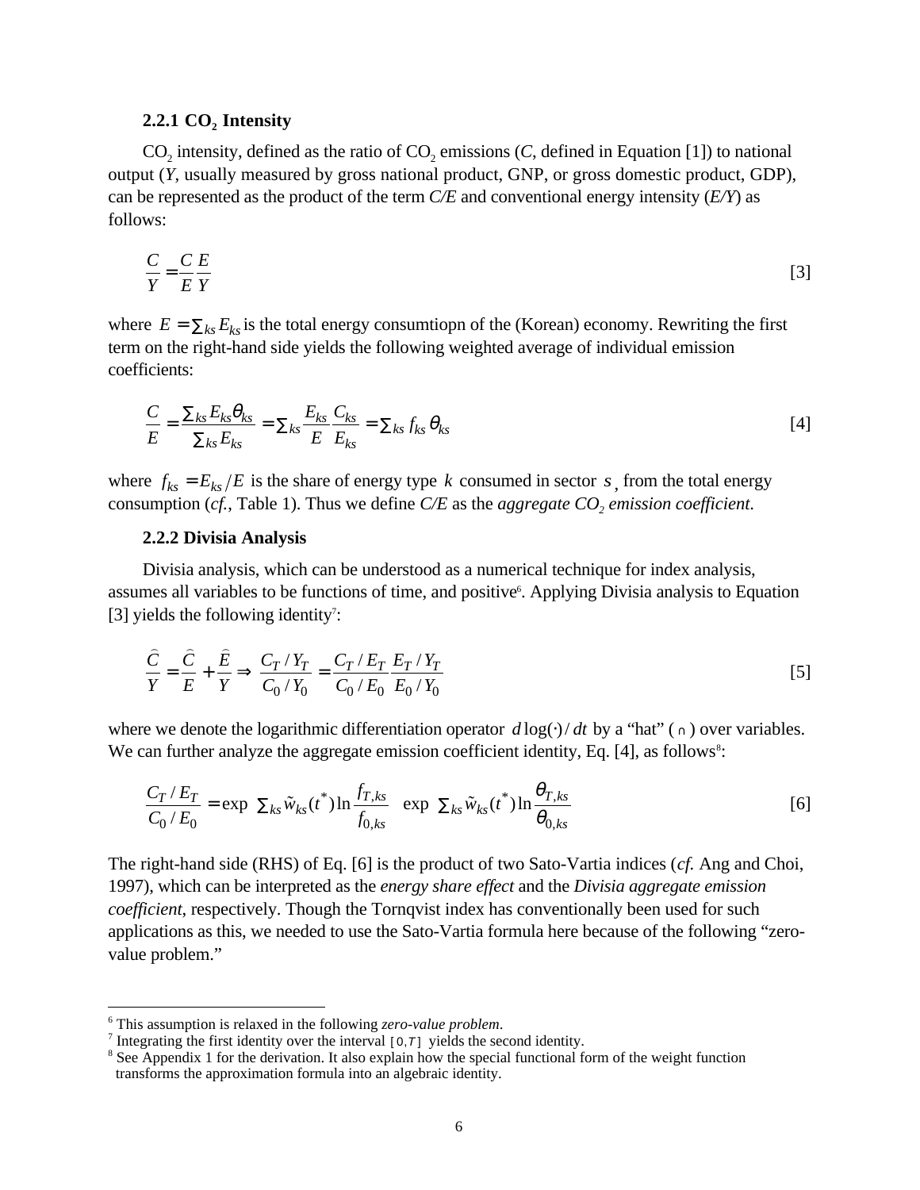### 2.2.1 $CO_2$ Intensity

$CO_2$ intensity, defined as the ratio of $CO_2$ emissions ($C$, defined in Equation [1]) to national output ($Y$, usually measured by gross national product, GNP, or gross domestic product, GDP), can be represented as the product of the term $C/E$ and conventional energy intensity ($E/Y$) as follows:

$$\frac{C}{Y} = \frac{C}{E}\frac{E}{Y} \tag{3}$$

where $E = \sum_{ks} E_{ks}$ is the total energy consumtiopn of the (Korean) economy. Rewriting the first term on the right-hand side yields the following weighted average of individual emission coefficients:

$$\frac{C}{E} = \frac{\sum_{ks} E_{ks}\theta_{ks}}{\sum_{ks} E_{ks}} = \sum_{ks} \frac{E_{ks}}{E}\frac{C_{ks}}{E_{ks}} = \sum_{ks} f_{ks}\,\theta_{ks} \tag{4}$$

where $f_{ks} = E_{ks}/E$ is the share of energy type $k$ consumed in sector $s$, from the total energy consumption (*cf.*, Table 1). Thus we define *C/E* as the *aggregate $CO_2$ emission coefficient*.

### 2.2.2 Divisia Analysis

Divisia analysis, which can be understood as a numerical technique for index analysis, assumes all variables to be functions of time, and positive[6]. Applying Divisia analysis to Equation [3] yields the following identity[7]:

$$\widehat{\frac{C}{Y}} = \widehat{\frac{C}{E}} + \widehat{\frac{E}{Y}} \Rightarrow \frac{C_T/Y_T}{C_0/Y_0} = \frac{C_T/E_T}{C_0/E_0}\frac{E_T/Y_T}{E_0/Y_0} \tag{5}$$

where we denote the logarithmic differentiation operator $d\log(\cdot)/dt$ by a "hat" ( $\cap$ ) over variables. We can further analyze the aggregate emission coefficient identity, Eq. [4], as follows[8]:

$$\frac{C_T/E_T}{C_0/E_0} = \exp\left(\sum_{ks}\tilde{w}_{ks}(t^*)\ln\frac{f_{T,ks}}{f_{0,ks}}\right)\exp\left(\sum_{ks}\tilde{w}_{ks}(t^*)\ln\frac{\theta_{T,ks}}{\theta_{0,ks}}\right) \tag{6}$$

The right-hand side (RHS) of Eq. [6] is the product of two Sato-Vartia indices (*cf.* Ang and Choi, 1997), which can be interpreted as the *energy share effect* and the *Divisia aggregate emission coefficient*, respectively. Though the Tornqvist index has conventionally been used for such applications as this, we needed to use the Sato-Vartia formula here because of the following "zero-value problem."

---

[6] This assumption is relaxed in the following *zero-value problem*.

[7] Integrating the first identity over the interval $[0, T]$ yields the second identity.

[8] See Appendix 1 for the derivation. It also explain how the special functional form of the weight function transforms the approximation formula into an algebraic identity.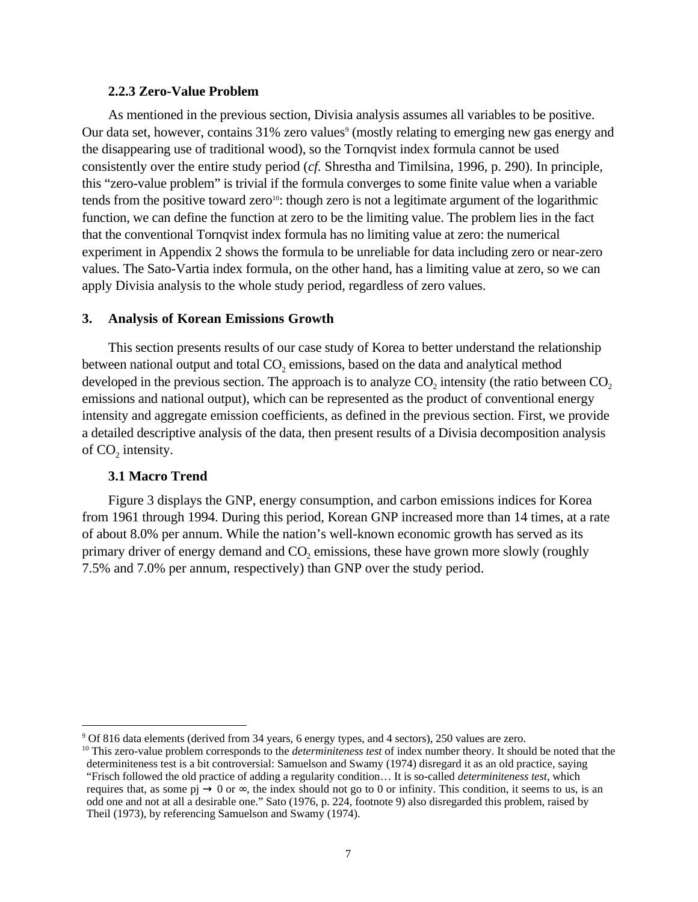### 2.2.3 Zero-Value Problem

As mentioned in the previous section, Divisia analysis assumes all variables to be positive. Our data set, however, contains 31% zero values[9] (mostly relating to emerging new gas energy and the disappearing use of traditional wood), so the Tornqvist index formula cannot be used consistently over the entire study period (*cf.* Shrestha and Timilsina, 1996, p. 290). In principle, this "zero-value problem" is trivial if the formula converges to some finite value when a variable tends from the positive toward zero[10]: though zero is not a legitimate argument of the logarithmic function, we can define the function at zero to be the limiting value. The problem lies in the fact that the conventional Tornqvist index formula has no limiting value at zero: the numerical experiment in Appendix 2 shows the formula to be unreliable for data including zero or near-zero values. The Sato-Vartia index formula, on the other hand, has a limiting value at zero, so we can apply Divisia analysis to the whole study period, regardless of zero values.

## 3. Analysis of Korean Emissions Growth

This section presents results of our case study of Korea to better understand the relationship between national output and total $CO_2$ emissions, based on the data and analytical method developed in the previous section. The approach is to analyze $CO_2$ intensity (the ratio between $CO_2$ emissions and national output), which can be represented as the product of conventional energy intensity and aggregate emission coefficients, as defined in the previous section. First, we provide a detailed descriptive analysis of the data, then present results of a Divisia decomposition analysis of $CO_2$ intensity.

### 3.1 Macro Trend

Figure 3 displays the GNP, energy consumption, and carbon emissions indices for Korea from 1961 through 1994. During this period, Korean GNP increased more than 14 times, at a rate of about 8.0% per annum. While the nation's well-known economic growth has served as its primary driver of energy demand and $CO_2$ emissions, these have grown more slowly (roughly 7.5% and 7.0% per annum, respectively) than GNP over the study period.

---

[9] Of 816 data elements (derived from 34 years, 6 energy types, and 4 sectors), 250 values are zero.

[10] This zero-value problem corresponds to the *determiniteness test* of index number theory. It should be noted that the determiniteness test is a bit controversial: Samuelson and Swamy (1974) disregard it as an old practice, saying "Frisch followed the old practice of adding a regularity condition… It is so-called *determiniteness test*, which requires that, as some pj $\rightarrow$ 0 or $\infty$, the index should not go to 0 or infinity. This condition, it seems to us, is an odd one and not at all a desirable one." Sato (1976, p. 224, footnote 9) also disregarded this problem, raised by Theil (1973), by referencing Samuelson and Swamy (1974).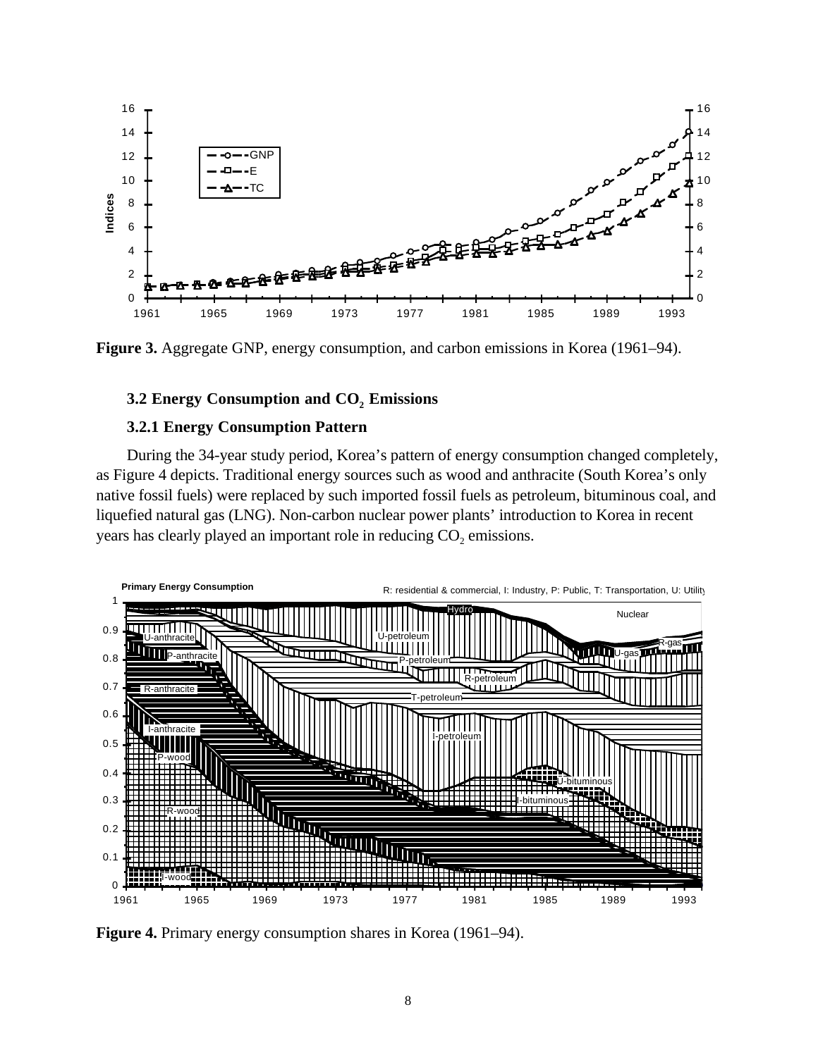16
14
12
10
8
6
4
2
0

Indices

GNP
E
TC

1961 1965 1969 1973 1977 1981 1985 1989 1993

**Figure 3.** Aggregate GNP, energy consumption, and carbon emissions in Korea (1961–94).

### 3.2 Energy Consumption and $CO_2$ Emissions

#### 3.2.1 Energy Consumption Pattern

During the 34-year study period, Korea's pattern of energy consumption changed completely, as Figure 4 depicts. Traditional energy sources such as wood and anthracite (South Korea's only native fossil fuels) were replaced by such imported fossil fuels as petroleum, bituminous coal, and liquefied natural gas (LNG). Non-carbon nuclear power plants' introduction to Korea in recent years has clearly played an important role in reducing $CO_2$ emissions.

Primary Energy Consumption

R: residential & commercial, I: Industry, P: Public, T: Transportation, U: Utility

1
0.9
0.8
0.7
0.6
0.5
0.4
0.3
0.2
0.1
0

Hydro
Nuclear
R-gas
U-gas
U-anthracite
P-anthracite
R-anthracite
I-anthracite
P-wood
R-wood
I-wood
U-petroleum
P-petroleum
R-petroleum
T-petroleum
I-petroleum
U-bituminous
I-bituminous

1961 1965 1969 1973 1977 1981 1985 1989 1993

**Figure 4.** Primary energy consumption shares in Korea (1961–94).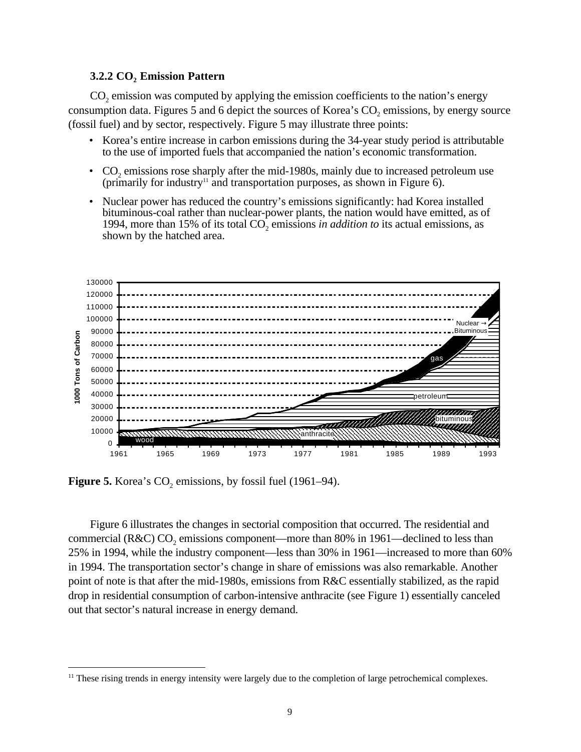### 3.2.2 $CO_2$ Emission Pattern

$CO_2$ emission was computed by applying the emission coefficients to the nation's energy consumption data. Figures 5 and 6 depict the sources of Korea's $CO_2$ emissions, by energy source (fossil fuel) and by sector, respectively. Figure 5 may illustrate three points:

- Korea's entire increase in carbon emissions during the 34-year study period is attributable to the use of imported fuels that accompanied the nation's economic transformation.
- $CO_2$ emissions rose sharply after the mid-1980s, mainly due to increased petroleum use (primarily for industry[11] and transportation purposes, as shown in Figure 6).
- Nuclear power has reduced the country's emissions significantly: had Korea installed bituminous-coal rather than nuclear-power plants, the nation would have emitted, as of 1994, more than 15% of its total $CO_2$ emissions *in addition to* its actual emissions, as shown by the hatched area.

1000 Tons of Carbon

130000
120000
110000
100000
90000
80000
70000
60000
50000
40000
30000
20000
10000
0

1961 1965 1969 1973 1977 1981 1985 1989 1993

Nuclear → Bituminous
gas
petroleum
bituminous
anthracite
wood

**Figure 5.** Korea's $CO_2$ emissions, by fossil fuel (1961–94).

Figure 6 illustrates the changes in sectorial composition that occurred. The residential and commercial (R&C) $CO_2$ emissions component—more than 80% in 1961—declined to less than 25% in 1994, while the industry component—less than 30% in 1961—increased to more than 60% in 1994. The transportation sector's change in share of emissions was also remarkable. Another point of note is that after the mid-1980s, emissions from R&C essentially stabilized, as the rapid drop in residential consumption of carbon-intensive anthracite (see Figure 1) essentially canceled out that sector's natural increase in energy demand.

[11] These rising trends in energy intensity were largely due to the completion of large petrochemical complexes.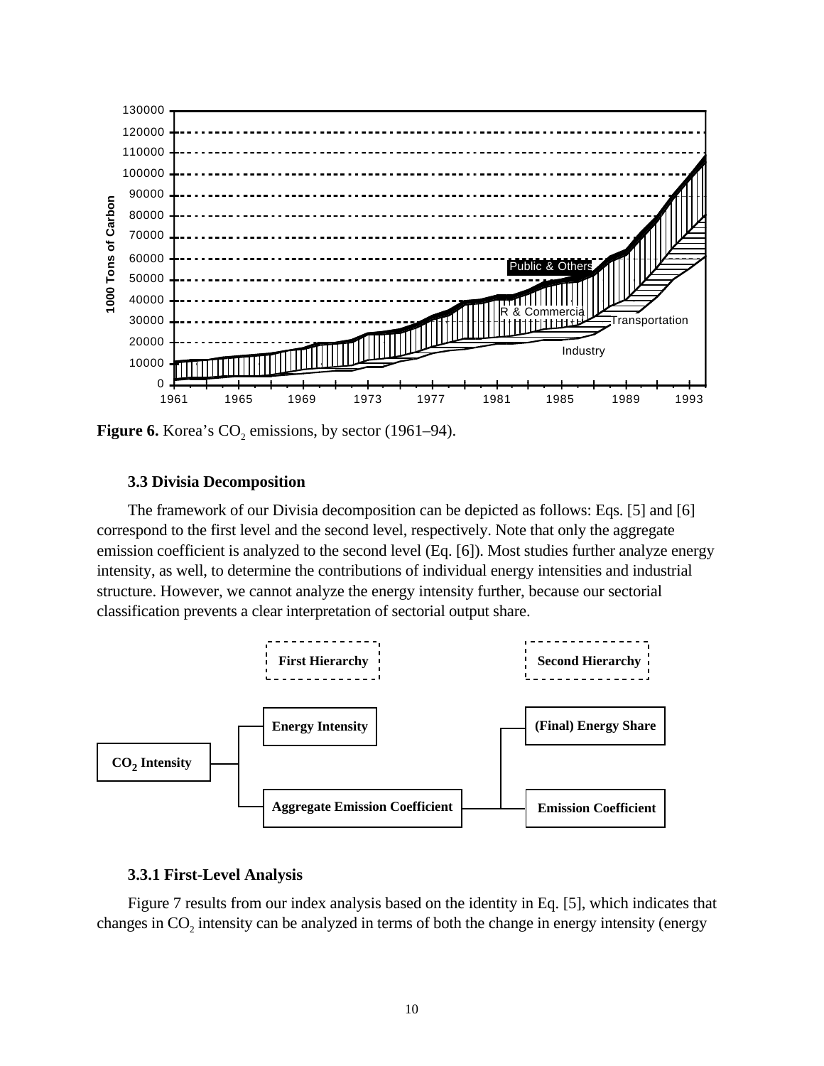**Figure 6.** Korea's $CO_2$ emissions, by sector (1961–94).

### 3.3 Divisia Decomposition

The framework of our Divisia decomposition can be depicted as follows: Eqs. [5] and [6] correspond to the first level and the second level, respectively. Note that only the aggregate emission coefficient is analyzed to the second level (Eq. [6]). Most studies further analyze energy intensity, as well, to determine the contributions of individual energy intensities and industrial structure. However, we cannot analyze the energy intensity further, because our sectorial classification prevents a clear interpretation of sectorial output share.

| First Hierarchy | | Second Hierarchy |
|---|---|---|
| $CO_2$ Intensity | Energy Intensity | |
| | Aggregate Emission Coefficient | (Final) Energy Share |
| | | Emission Coefficient |

#### 3.3.1 First-Level Analysis

Figure 7 results from our index analysis based on the identity in Eq. [5], which indicates that changes in $CO_2$ intensity can be analyzed in terms of both the change in energy intensity (energy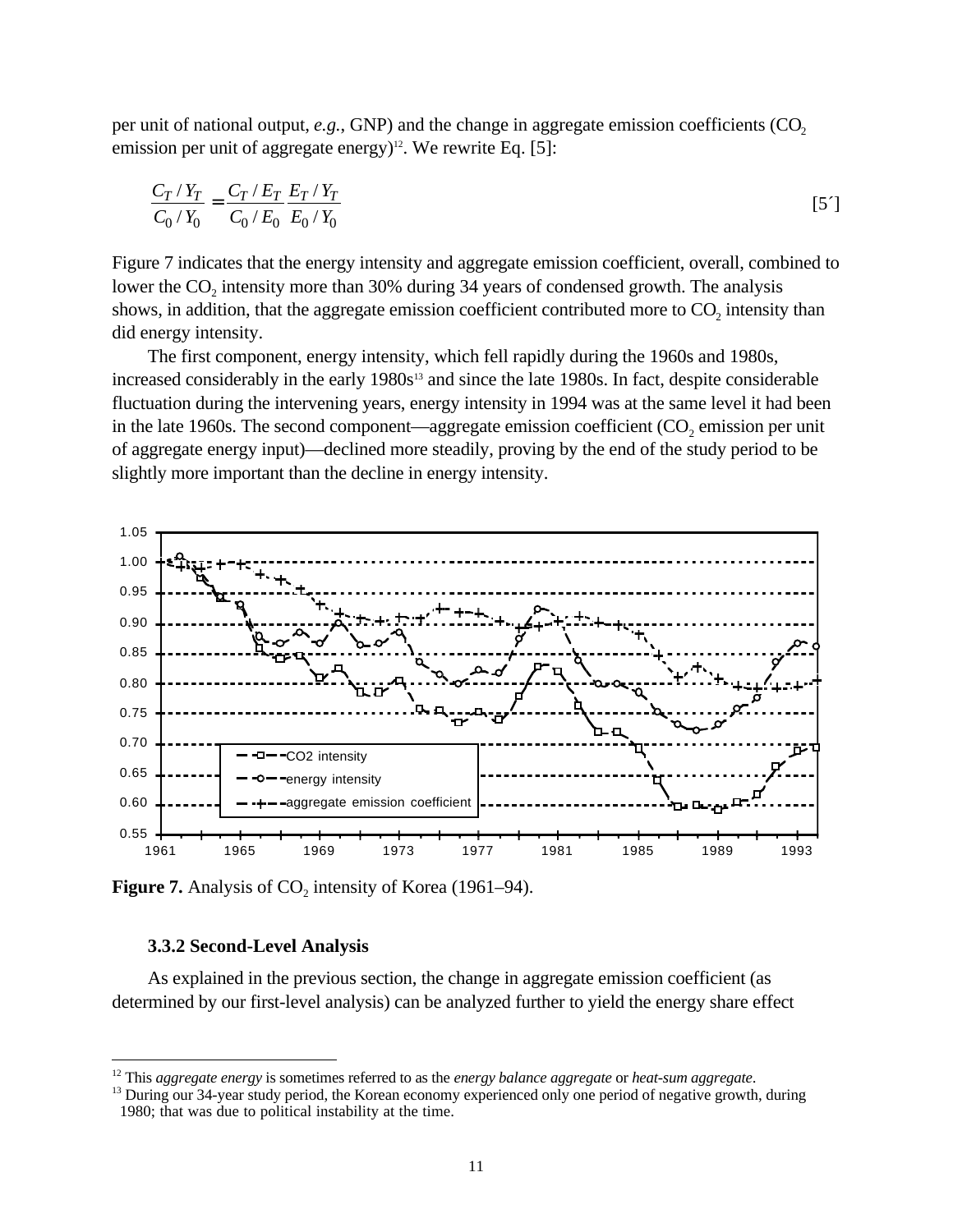per unit of national output, *e.g.*, GNP) and the change in aggregate emission coefficients ($CO_2$ emission per unit of aggregate energy)[12]. We rewrite Eq. [5]:

$$\frac{C_T / Y_T}{C_0 / Y_0} = \frac{C_T / E_T}{C_0 / E_0} \frac{E_T / Y_T}{E_0 / Y_0} \qquad [5']$$

Figure 7 indicates that the energy intensity and aggregate emission coefficient, overall, combined to lower the $CO_2$ intensity more than 30% during 34 years of condensed growth. The analysis shows, in addition, that the aggregate emission coefficient contributed more to $CO_2$ intensity than did energy intensity.

The first component, energy intensity, which fell rapidly during the 1960s and 1980s, increased considerably in the early 1980s[13] and since the late 1980s. In fact, despite considerable fluctuation during the intervening years, energy intensity in 1994 was at the same level it had been in the late 1960s. The second component—aggregate emission coefficient ($CO_2$ emission per unit of aggregate energy input)—declined more steadily, proving by the end of the study period to be slightly more important than the decline in energy intensity.

1.05
1.00
0.95
0.90
0.85
0.80
0.75
0.70
0.65
0.60
0.55

1961 1965 1969 1973 1977 1981 1985 1989 1993

CO2 intensity
energy intensity
aggregate emission coefficient

**Figure 7.** Analysis of $CO_2$ intensity of Korea (1961–94).

### 3.3.2 Second-Level Analysis

As explained in the previous section, the change in aggregate emission coefficient (as determined by our first-level analysis) can be analyzed further to yield the energy share effect

[12] This *aggregate energy* is sometimes referred to as the *energy balance aggregate* or *heat-sum aggregate*.

[13] During our 34-year study period, the Korean economy experienced only one period of negative growth, during 1980; that was due to political instability at the time.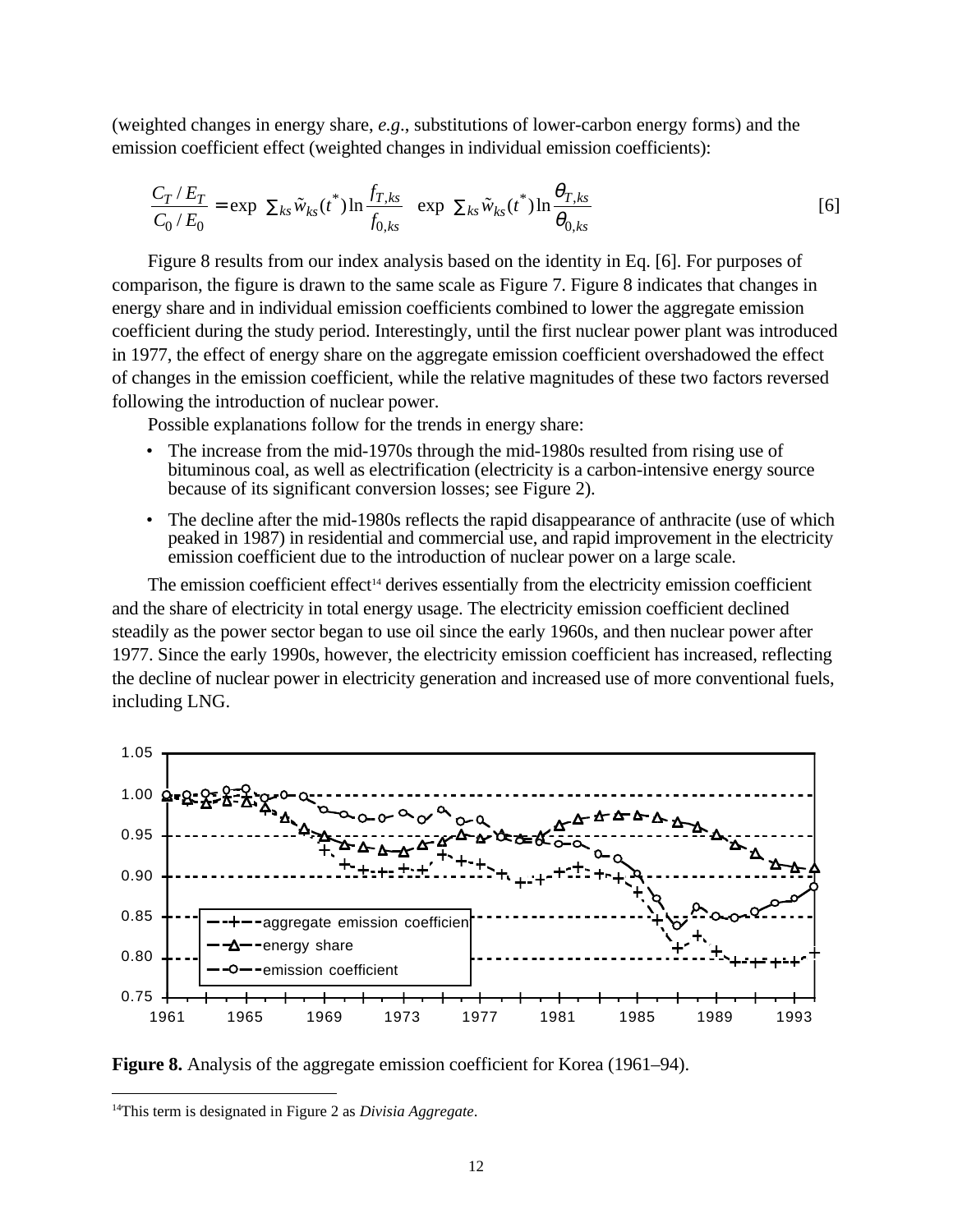(weighted changes in energy share, *e.g*., substitutions of lower-carbon energy forms) and the emission coefficient effect (weighted changes in individual emission coefficients):

$$\frac{C_T / E_T}{C_0 / E_0} = \exp\left(\sum_{ks} \tilde{w}_{ks}(t^*) \ln \frac{f_{T,ks}}{f_{0,ks}}\right) \exp\left(\sum_{ks} \tilde{w}_{ks}(t^*) \ln \frac{\theta_{T,ks}}{\theta_{0,ks}}\right) \quad [6]$$

Figure 8 results from our index analysis based on the identity in Eq. [6]. For purposes of comparison, the figure is drawn to the same scale as Figure 7. Figure 8 indicates that changes in energy share and in individual emission coefficients combined to lower the aggregate emission coefficient during the study period. Interestingly, until the first nuclear power plant was introduced in 1977, the effect of energy share on the aggregate emission coefficient overshadowed the effect of changes in the emission coefficient, while the relative magnitudes of these two factors reversed following the introduction of nuclear power.

Possible explanations follow for the trends in energy share:

- The increase from the mid-1970s through the mid-1980s resulted from rising use of bituminous coal, as well as electrification (electricity is a carbon-intensive energy source because of its significant conversion losses; see Figure 2).
- The decline after the mid-1980s reflects the rapid disappearance of anthracite (use of which peaked in 1987) in residential and commercial use, and rapid improvement in the electricity emission coefficient due to the introduction of nuclear power on a large scale.

The emission coefficient effect[14] derives essentially from the electricity emission coefficient and the share of electricity in total energy usage. The electricity emission coefficient declined steadily as the power sector began to use oil since the early 1960s, and then nuclear power after 1977. Since the early 1990s, however, the electricity emission coefficient has increased, reflecting the decline of nuclear power in electricity generation and increased use of more conventional fuels, including LNG.

1.05
1.00
0.95
0.90
0.85
0.80
0.75

1961 1965 1969 1973 1977 1981 1985 1989 1993

aggregate emission coefficien
energy share
emission coefficient

**Figure 8.** Analysis of the aggregate emission coefficient for Korea (1961–94).

[14] This term is designated in Figure 2 as *Divisia Aggregate*.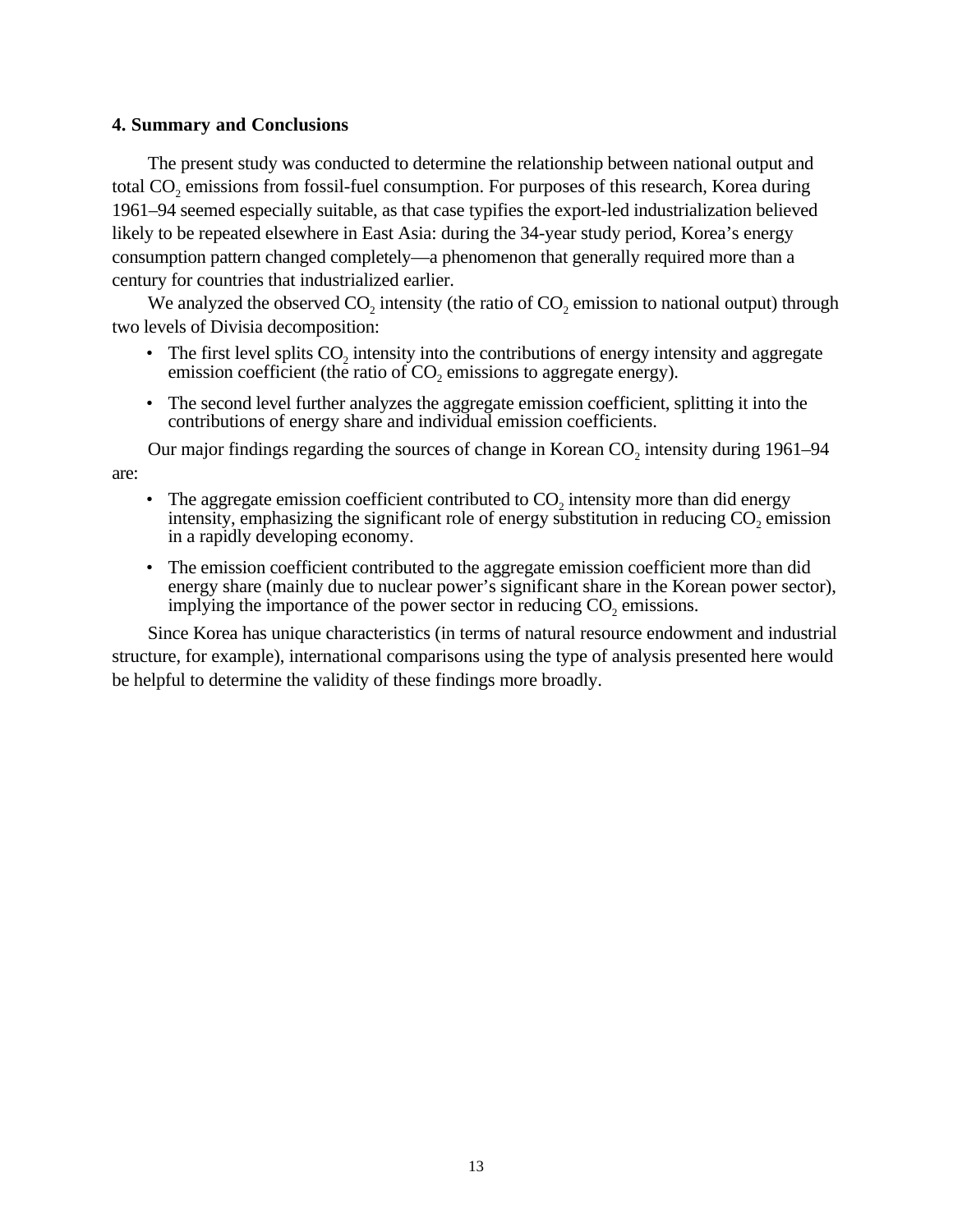## 4. Summary and Conclusions

The present study was conducted to determine the relationship between national output and total $CO_2$ emissions from fossil-fuel consumption. For purposes of this research, Korea during 1961–94 seemed especially suitable, as that case typifies the export-led industrialization believed likely to be repeated elsewhere in East Asia: during the 34-year study period, Korea's energy consumption pattern changed completely—a phenomenon that generally required more than a century for countries that industrialized earlier.

We analyzed the observed $CO_2$ intensity (the ratio of $CO_2$ emission to national output) through two levels of Divisia decomposition:

- The first level splits $CO_2$ intensity into the contributions of energy intensity and aggregate emission coefficient (the ratio of $CO_2$ emissions to aggregate energy).
- The second level further analyzes the aggregate emission coefficient, splitting it into the contributions of energy share and individual emission coefficients.

Our major findings regarding the sources of change in Korean $CO_2$ intensity during 1961–94 are:

- The aggregate emission coefficient contributed to $CO_2$ intensity more than did energy intensity, emphasizing the significant role of energy substitution in reducing $CO_2$ emission in a rapidly developing economy.
- The emission coefficient contributed to the aggregate emission coefficient more than did energy share (mainly due to nuclear power's significant share in the Korean power sector), implying the importance of the power sector in reducing $CO_2$ emissions.

Since Korea has unique characteristics (in terms of natural resource endowment and industrial structure, for example), international comparisons using the type of analysis presented here would be helpful to determine the validity of these findings more broadly.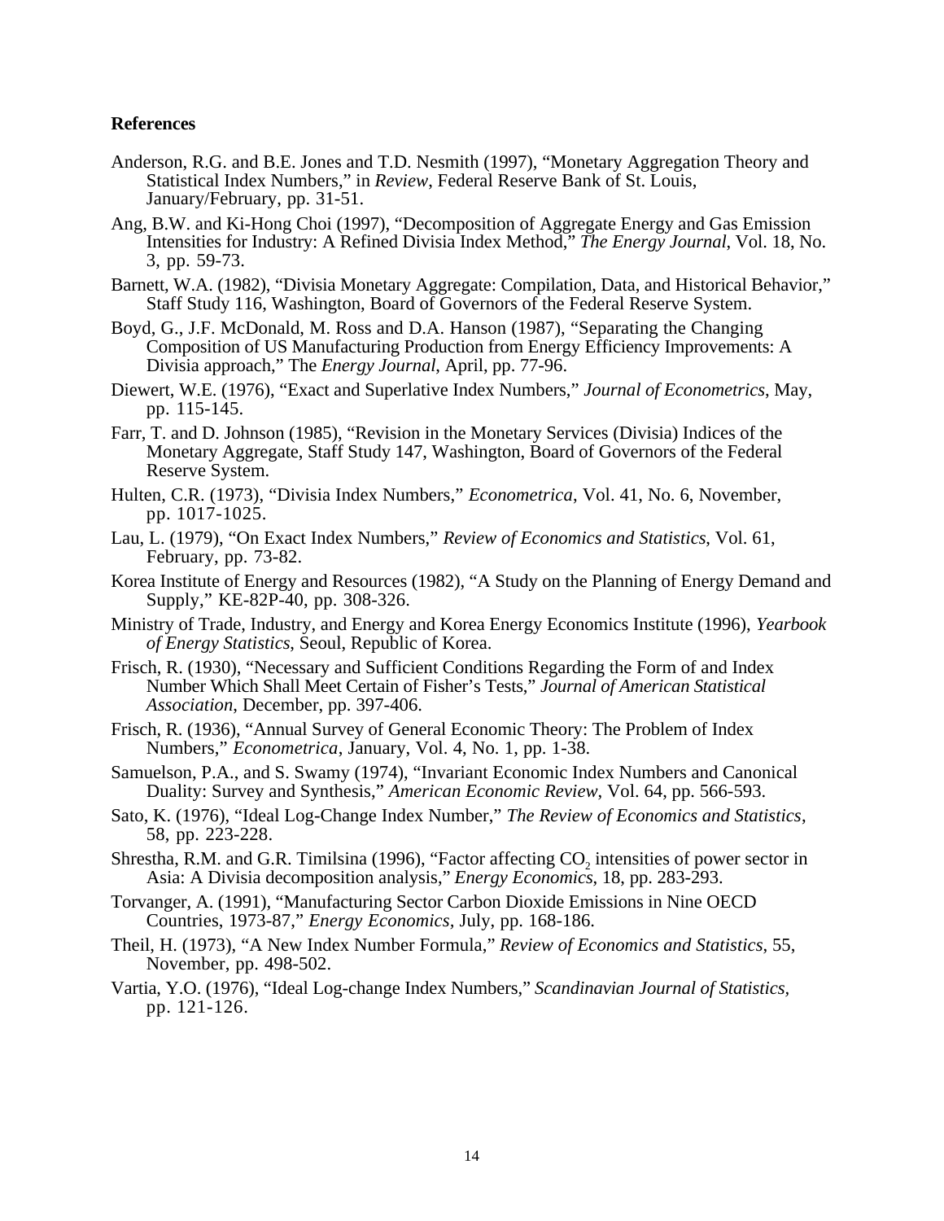## References

Anderson, R.G. and B.E. Jones and T.D. Nesmith (1997), “Monetary Aggregation Theory and Statistical Index Numbers,” in *Review*, Federal Reserve Bank of St. Louis, January/February, pp. 31-51.

Ang, B.W. and Ki-Hong Choi (1997), “Decomposition of Aggregate Energy and Gas Emission Intensities for Industry: A Refined Divisia Index Method,” *The Energy Journal*, Vol. 18, No. 3, pp. 59-73.

Barnett, W.A. (1982), “Divisia Monetary Aggregate: Compilation, Data, and Historical Behavior,” Staff Study 116, Washington, Board of Governors of the Federal Reserve System.

Boyd, G., J.F. McDonald, M. Ross and D.A. Hanson (1987), “Separating the Changing Composition of US Manufacturing Production from Energy Efficiency Improvements: A Divisia approach,” The *Energy Journal*, April, pp. 77-96.

Diewert, W.E. (1976), “Exact and Superlative Index Numbers,” *Journal of Econometrics*, May, pp. 115-145.

Farr, T. and D. Johnson (1985), “Revision in the Monetary Services (Divisia) Indices of the Monetary Aggregate, Staff Study 147, Washington, Board of Governors of the Federal Reserve System.

Hulten, C.R. (1973), “Divisia Index Numbers,” *Econometrica*, Vol. 41, No. 6, November, pp. 1017-1025.

Lau, L. (1979), “On Exact Index Numbers,” *Review of Economics and Statistics*, Vol. 61, February, pp. 73-82.

Korea Institute of Energy and Resources (1982), “A Study on the Planning of Energy Demand and Supply,” KE-82P-40, pp. 308-326.

Ministry of Trade, Industry, and Energy and Korea Energy Economics Institute (1996), *Yearbook of Energy Statistics*, Seoul, Republic of Korea.

Frisch, R. (1930), “Necessary and Sufficient Conditions Regarding the Form of and Index Number Which Shall Meet Certain of Fisher’s Tests,” *Journal of American Statistical Association*, December, pp. 397-406.

Frisch, R. (1936), “Annual Survey of General Economic Theory: The Problem of Index Numbers,” *Econometrica*, January, Vol. 4, No. 1, pp. 1-38.

Samuelson, P.A., and S. Swamy (1974), “Invariant Economic Index Numbers and Canonical Duality: Survey and Synthesis,” *American Economic Review*, Vol. 64, pp. 566-593.

Sato, K. (1976), “Ideal Log-Change Index Number,” *The Review of Economics and Statistics*, 58, pp. 223-228.

Shrestha, R.M. and G.R. Timilsina (1996), “Factor affecting $CO_2$ intensities of power sector in Asia: A Divisia decomposition analysis,” *Energy Economics*, 18, pp. 283-293.

Torvanger, A. (1991), “Manufacturing Sector Carbon Dioxide Emissions in Nine OECD Countries, 1973-87,” *Energy Economics*, July, pp. 168-186.

Theil, H. (1973), “A New Index Number Formula,” *Review of Economics and Statistics*, 55, November, pp. 498-502.

Vartia, Y.O. (1976), “Ideal Log-change Index Numbers,” *Scandinavian Journal of Statistics*, pp. 121-126.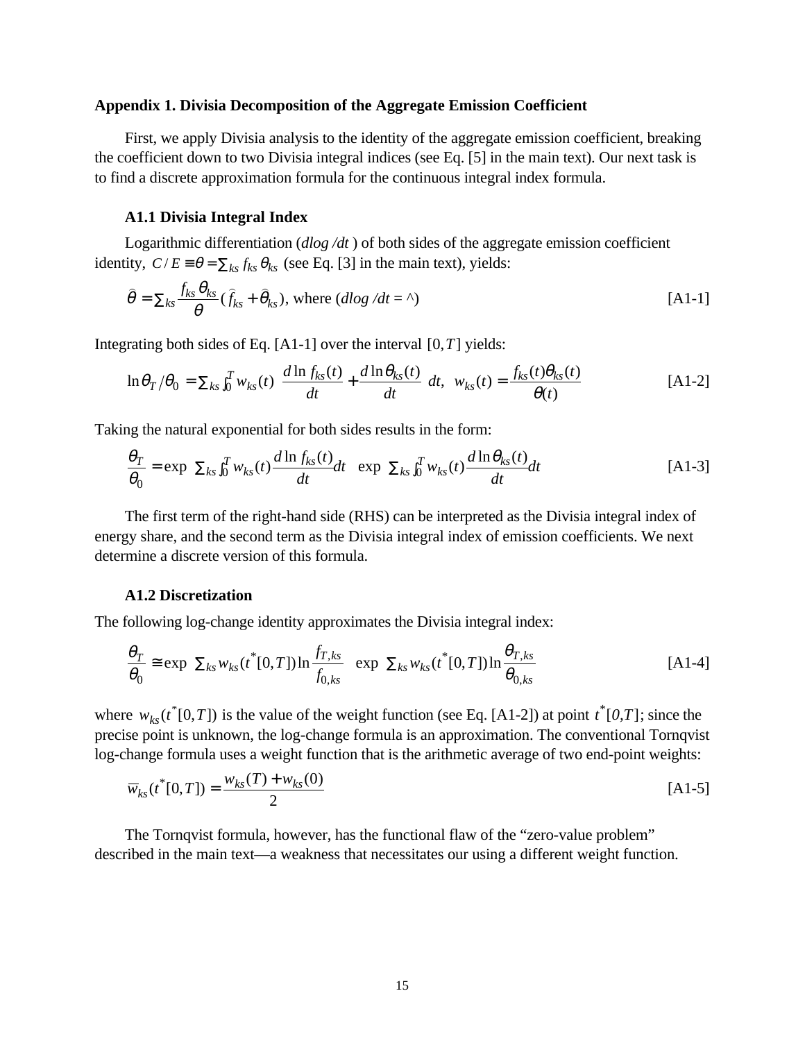**Appendix 1. Divisia Decomposition of the Aggregate Emission Coefficient**

First, we apply Divisia analysis to the identity of the aggregate emission coefficient, breaking the coefficient down to two Divisia integral indices (see Eq. [5] in the main text). Our next task is to find a discrete approximation formula for the continuous integral index formula.

**A1.1 Divisia Integral Index**

Logarithmic differentiation (*dlog /dt* ) of both sides of the aggregate emission coefficient identity, $C/E \equiv \theta = \sum_{ks} f_{ks}\theta_{ks}$ (see Eq. [3] in the main text), yields:

$$\hat{\theta} = \sum_{ks} \frac{f_{ks}\theta_{ks}}{\theta}(\hat{f}_{ks} + \hat{\theta}_{ks}), \text{ where } (dlog/dt = \wedge) \qquad \text{[A1-1]}$$

Integrating both sides of Eq. [A1-1] over the interval $[0,T]$ yields:

$$\ln\theta_T/\theta_0 = \sum_{ks}\int_0^T w_{ks}(t)\left(\frac{d\ln f_{ks}(t)}{dt} + \frac{d\ln\theta_{ks}(t)}{dt}\right)dt, \;\; w_{ks}(t) = \frac{f_{ks}(t)\theta_{ks}(t)}{\theta(t)} \qquad \text{[A1-2]}$$

Taking the natural exponential for both sides results in the form:

$$\frac{\theta_T}{\theta_0} = \exp\left(\sum_{ks}\int_0^T w_{ks}(t)\frac{d\ln f_{ks}(t)}{dt}dt\right)\exp\left(\sum_{ks}\int_0^T w_{ks}(t)\frac{d\ln\theta_{ks}(t)}{dt}dt\right) \qquad \text{[A1-3]}$$

The first term of the right-hand side (RHS) can be interpreted as the Divisia integral index of energy share, and the second term as the Divisia integral index of emission coefficients. We next determine a discrete version of this formula.

**A1.2 Discretization**

The following log-change identity approximates the Divisia integral index:

$$\frac{\theta_T}{\theta_0} \cong \exp\left(\sum_{ks} w_{ks}(t^*[0,T])\ln\frac{f_{T,ks}}{f_{0,ks}}\right)\exp\left(\sum_{ks} w_{ks}(t^*[0,T])\ln\frac{\theta_{T,ks}}{\theta_{0,ks}}\right) \qquad \text{[A1-4]}$$

where $w_{ks}(t^*[0,T])$ is the value of the weight function (see Eq. [A1-2]) at point $t^*[0,T]$; since the precise point is unknown, the log-change formula is an approximation. The conventional Tornqvist log-change formula uses a weight function that is the arithmetic average of two end-point weights:

$$\overline{w}_{ks}(t^*[0,T]) = \frac{w_{ks}(T) + w_{ks}(0)}{2} \qquad \text{[A1-5]}$$

The Tornqvist formula, however, has the functional flaw of the "zero-value problem" described in the main text—a weakness that necessitates our using a different weight function.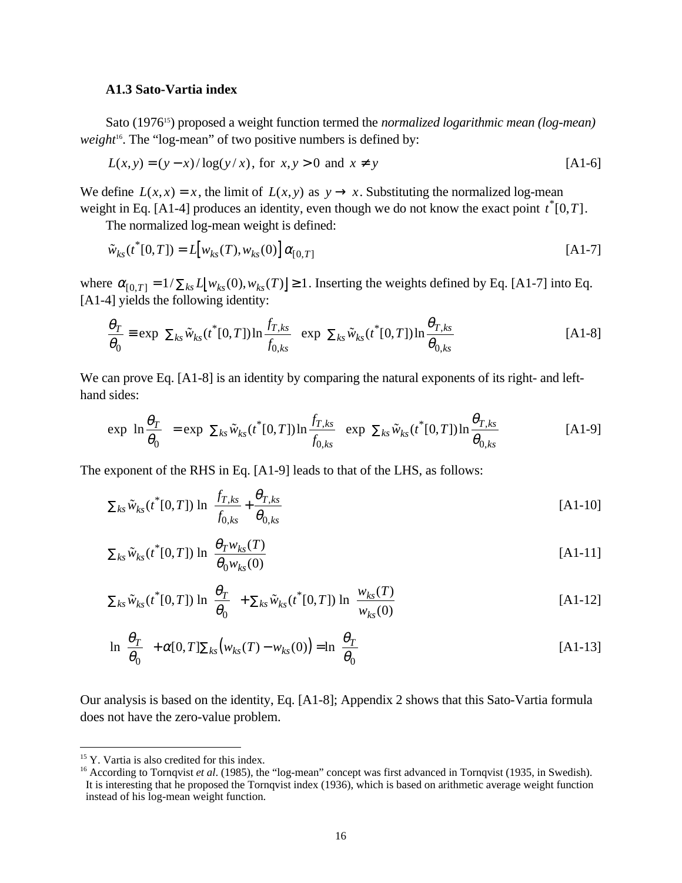### A1.3 Sato-Vartia index

Sato (1976[15]) proposed a weight function termed the *normalized logarithmic mean (log-mean) weight*[16]. The "log-mean" of two positive numbers is defined by:

$$L(x,y) = (y-x)/\log(y/x)\text{, for } x,y>0 \text{ and } x \neq y \qquad \text{[A1-6]}$$

We define $L(x,x) = x$, the limit of $L(x,y)$ as $y \to x$. Substituting the normalized log-mean weight in Eq. [A1-4] produces an identity, even though we do not know the exact point $t^*[0,T]$.

The normalized log-mean weight is defined:

$$\tilde{w}_{ks}(t^*[0,T]) = L\left[w_{ks}(T), w_{ks}(0)\right]\alpha_{[0,T]} \qquad \text{[A1-7]}$$

where $\alpha_{[0,T]} = 1/\sum_{ks} L\lfloor w_{ks}(0), w_{ks}(T)\rfloor \geq 1$. Inserting the weights defined by Eq. [A1-7] into Eq. [A1-4] yields the following identity:

$$\frac{\theta_T}{\theta_0} \equiv \exp\left(\sum_{ks}\tilde{w}_{ks}(t^*[0,T])\ln\frac{f_{T,ks}}{f_{0,ks}}\right)\exp\left(\sum_{ks}\tilde{w}_{ks}(t^*[0,T])\ln\frac{\theta_{T,ks}}{\theta_{0,ks}}\right) \qquad \text{[A1-8]}$$

We can prove Eq. [A1-8] is an identity by comparing the natural exponents of its right- and left-hand sides:

$$\exp\left(\ln\frac{\theta_T}{\theta_0}\right) = \exp\left(\sum_{ks}\tilde{w}_{ks}(t^*[0,T])\ln\frac{f_{T,ks}}{f_{0,ks}}\right)\exp\left(\sum_{ks}\tilde{w}_{ks}(t^*[0,T])\ln\frac{\theta_{T,ks}}{\theta_{0,ks}}\right) \qquad \text{[A1-9]}$$

The exponent of the RHS in Eq. [A1-9] leads to that of the LHS, as follows:

$$\sum_{ks}\tilde{w}_{ks}(t^*[0,T])\left(\ln\frac{f_{T,ks}}{f_{0,ks}} + \ln\frac{\theta_{T,ks}}{\theta_{0,ks}}\right) \qquad \text{[A1-10]}$$

$$\sum_{ks}\tilde{w}_{ks}(t^*[0,T])\ln\left(\frac{\theta_T w_{ks}(T)}{\theta_0 w_{ks}(0)}\right) \qquad \text{[A1-11]}$$

$$\sum_{ks}\tilde{w}_{ks}(t^*[0,T])\ln\left(\frac{\theta_T}{\theta_0}\right) + \sum_{ks}\tilde{w}_{ks}(t^*[0,T])\ln\left(\frac{w_{ks}(T)}{w_{ks}(0)}\right) \qquad \text{[A1-12]}$$

$$\ln\left(\frac{\theta_T}{\theta_0}\right) + \alpha[0,T]\sum_{ks}\left(w_{ks}(T) - w_{ks}(0)\right) = \ln\left(\frac{\theta_T}{\theta_0}\right) \qquad \text{[A1-13]}$$

Our analysis is based on the identity, Eq. [A1-8]; Appendix 2 shows that this Sato-Vartia formula does not have the zero-value problem.

---

[15] Y. Vartia is also credited for this index.

[16] According to Tornqvist *et al*. (1985), the "log-mean" concept was first advanced in Tornqvist (1935, in Swedish). It is interesting that he proposed the Tornqvist index (1936), which is based on arithmetic average weight function instead of his log-mean weight function.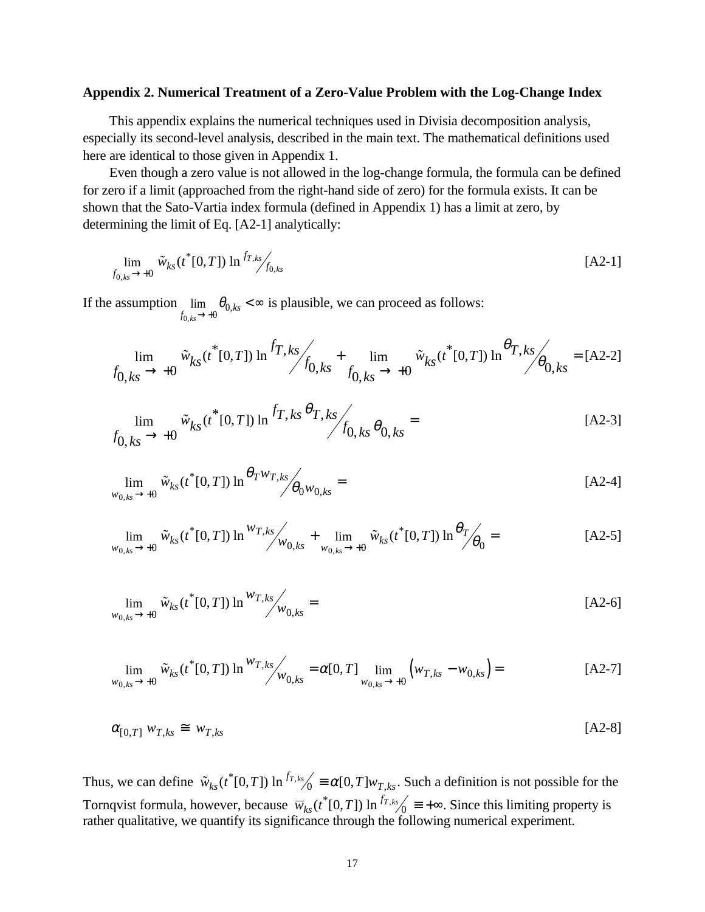## Appendix 2. Numerical Treatment of a Zero-Value Problem with the Log-Change Index

This appendix explains the numerical techniques used in Divisia decomposition analysis, especially its second-level analysis, described in the main text. The mathematical definitions used here are identical to those given in Appendix 1.

Even though a zero value is not allowed in the log-change formula, the formula can be defined for zero if a limit (approached from the right-hand side of zero) for the formula exists. It can be shown that the Sato-Vartia index formula (defined in Appendix 1) has a limit at zero, by determining the limit of Eq. [A2-1] analytically:

$$\lim_{f_{0,ks} \to +0} \tilde{w}_{ks}(t^{*}[0,T]) \ln {f_{T,ks}}/{f_{0,ks}} \qquad \text{[A2-1]}$$

If the assumption $\lim_{f_{0,ks} \to +0} \theta_{0,ks} < \infty$ is plausible, we can proceed as follows:

$$\lim_{f_{0,ks} \to +0} \tilde{w}_{ks}(t^{*}[0,T]) \ln {f_{T,ks}}/{f_{0,ks}} + \lim_{f_{0,ks} \to +0} \tilde{w}_{ks}(t^{*}[0,T]) \ln {\theta_{T,ks}}/{\theta_{0,ks}} = \qquad \text{[A2-2]}$$

$$\lim_{f_{0,ks} \to +0} \tilde{w}_{ks}(t^{*}[0,T]) \ln {f_{T,ks}\,\theta_{T,ks}}/{f_{0,ks}\,\theta_{0,ks}} = \qquad \text{[A2-3]}$$

$$\lim_{w_{0,ks} \to +0} \tilde{w}_{ks}(t^{*}[0,T]) \ln {\theta_{T} w_{T,ks}}/{\theta_{0} w_{0,ks}} = \qquad \text{[A2-4]}$$

$$\lim_{w_{0,ks} \to +0} \tilde{w}_{ks}(t^{*}[0,T]) \ln {w_{T,ks}}/{w_{0,ks}} + \lim_{w_{0,ks} \to +0} \tilde{w}_{ks}(t^{*}[0,T]) \ln {\theta_{T}}/{\theta_{0}} = \qquad \text{[A2-5]}$$

$$\lim_{w_{0,ks} \to +0} \tilde{w}_{ks}(t^{*}[0,T]) \ln {w_{T,ks}}/{w_{0,ks}} = \qquad \text{[A2-6]}$$

$$\lim_{w_{0,ks} \to +0} \tilde{w}_{ks}(t^{*}[0,T]) \ln {w_{T,ks}}/{w_{0,ks}} = \alpha[0,T] \lim_{w_{0,ks} \to +0} \left( w_{T,ks} - w_{0,ks} \right) = \qquad \text{[A2-7]}$$

$$\alpha_{[0,T]}\, w_{T,ks} \cong w_{T,ks} \qquad \text{[A2-8]}$$

Thus, we can define $\tilde{w}_{ks}(t^{*}[0,T]) \ln {f_{T,ks}}/{0} \equiv \alpha[0,T] w_{T,ks}$. Such a definition is not possible for the Tornqvist formula, however, because $\overline{w}_{ks}(t^{*}[0,T]) \ln {f_{T,ks}}/{0} \equiv +\infty$. Since this limiting property is rather qualitative, we quantify its significance through the following numerical experiment.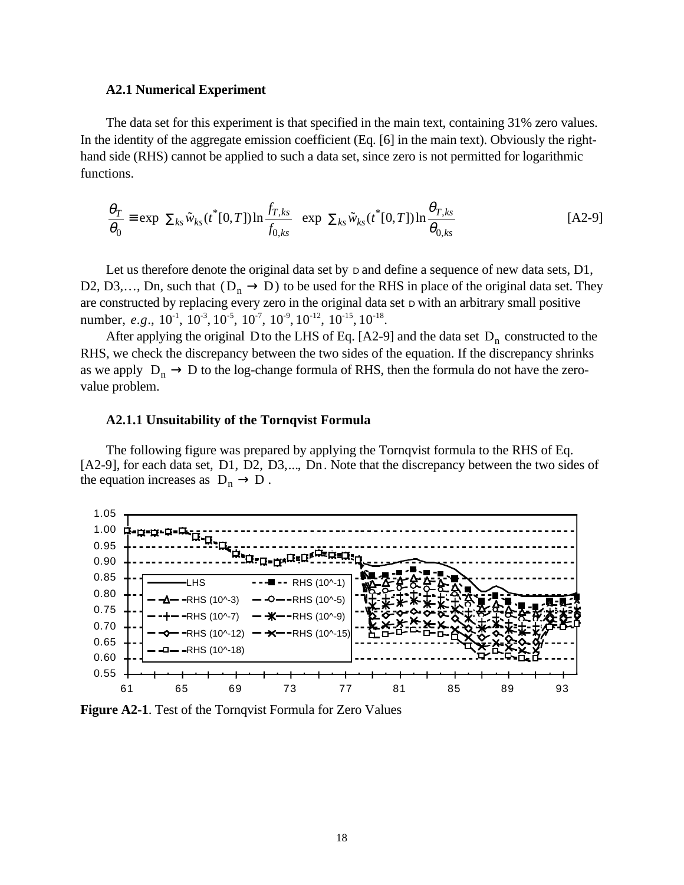### A2.1 Numerical Experiment

The data set for this experiment is that specified in the main text, containing 31% zero values. In the identity of the aggregate emission coefficient (Eq. [6] in the main text). Obviously the right-hand side (RHS) cannot be applied to such a data set, since zero is not permitted for logarithmic functions.

$$\frac{\theta_T}{\theta_0} \equiv \exp\left(\sum_{ks} \tilde{w}_{ks}(t^*[0,T]) \ln \frac{f_{T,ks}}{f_{0,ks}}\right) \exp\left(\sum_{ks} \tilde{w}_{ks}(t^*[0,T]) \ln \frac{\theta_{T,ks}}{\theta_{0,ks}}\right) \qquad \text{[A2-9]}$$

Let us therefore denote the original data set by D and define a sequence of new data sets, D1, D2, D3,…, Dn, such that $(D_n \rightarrow D)$ to be used for the RHS in place of the original data set. They are constructed by replacing every zero in the original data set D with an arbitrary small positive number, *e.g.*, $10^{-1}$, $10^{-3}$, $10^{-5}$, $10^{-7}$, $10^{-9}$, $10^{-12}$, $10^{-15}$, $10^{-18}$.

After applying the original D to the LHS of Eq. [A2-9] and the data set $D_n$ constructed to the RHS, we check the discrepancy between the two sides of the equation. If the discrepancy shrinks as we apply $D_n \rightarrow D$ to the log-change formula of RHS, then the formula do not have the zero-value problem.

#### A2.1.1 Unsuitability of the Tornqvist Formula

The following figure was prepared by applying the Tornqvist formula to the RHS of Eq. [A2-9], for each data set, D1, D2, D3,..., Dn. Note that the discrepancy between the two sides of the equation increases as $D_n \rightarrow D$ .

1.05
1.00
0.95
0.90
0.85
0.80
0.75
0.70
0.65
0.60
0.55
61
65
69
73
77
81
85
89
93
LHS
RHS (10^-1)
RHS (10^-3)
RHS (10^-5)
RHS (10^-7)
RHS (10^-9)
RHS (10^-12)
RHS (10^-15)
RHS (10^-18)

**Figure A2-1**. Test of the Tornqvist Formula for Zero Values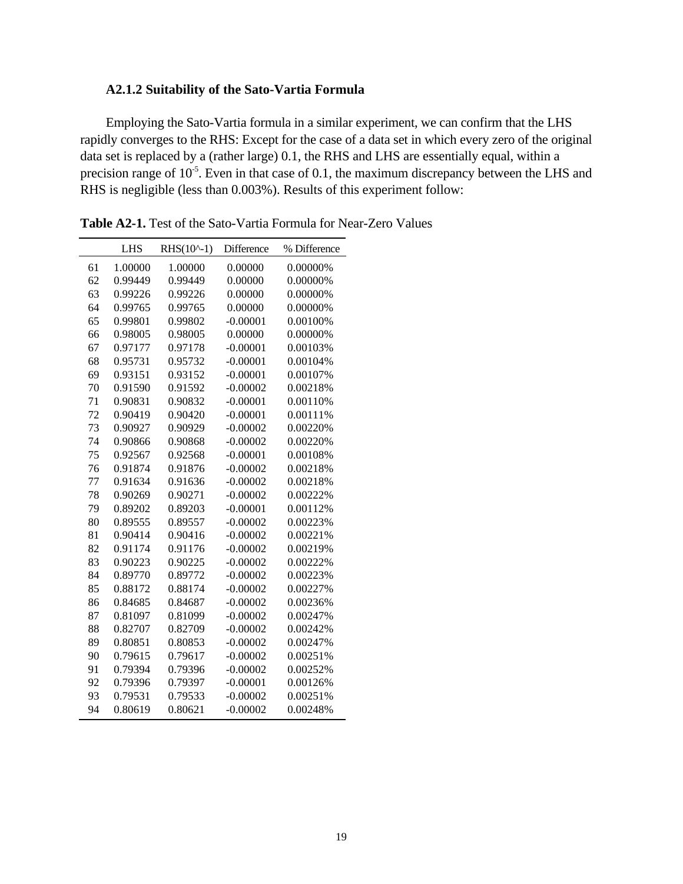### A2.1.2 Suitability of the Sato-Vartia Formula

Employing the Sato-Vartia formula in a similar experiment, we can confirm that the LHS rapidly converges to the RHS: Except for the case of a data set in which every zero of the original data set is replaced by a (rather large) 0.1, the RHS and LHS are essentially equal, within a precision range of $10^{-5}$. Even in that case of 0.1, the maximum discrepancy between the LHS and RHS is negligible (less than 0.003%). Results of this experiment follow:

**Table A2-1.** Test of the Sato-Vartia Formula for Near-Zero Values

| | LHS | RHS(10^-1) | Difference | % Difference |
|---|---|---|---|---|
| 61 | 1.00000 | 1.00000 | 0.00000 | 0.00000% |
| 62 | 0.99449 | 0.99449 | 0.00000 | 0.00000% |
| 63 | 0.99226 | 0.99226 | 0.00000 | 0.00000% |
| 64 | 0.99765 | 0.99765 | 0.00000 | 0.00000% |
| 65 | 0.99801 | 0.99802 | -0.00001 | 0.00100% |
| 66 | 0.98005 | 0.98005 | 0.00000 | 0.00000% |
| 67 | 0.97177 | 0.97178 | -0.00001 | 0.00103% |
| 68 | 0.95731 | 0.95732 | -0.00001 | 0.00104% |
| 69 | 0.93151 | 0.93152 | -0.00001 | 0.00107% |
| 70 | 0.91590 | 0.91592 | -0.00002 | 0.00218% |
| 71 | 0.90831 | 0.90832 | -0.00001 | 0.00110% |
| 72 | 0.90419 | 0.90420 | -0.00001 | 0.00111% |
| 73 | 0.90927 | 0.90929 | -0.00002 | 0.00220% |
| 74 | 0.90866 | 0.90868 | -0.00002 | 0.00220% |
| 75 | 0.92567 | 0.92568 | -0.00001 | 0.00108% |
| 76 | 0.91874 | 0.91876 | -0.00002 | 0.00218% |
| 77 | 0.91634 | 0.91636 | -0.00002 | 0.00218% |
| 78 | 0.90269 | 0.90271 | -0.00002 | 0.00222% |
| 79 | 0.89202 | 0.89203 | -0.00001 | 0.00112% |
| 80 | 0.89555 | 0.89557 | -0.00002 | 0.00223% |
| 81 | 0.90414 | 0.90416 | -0.00002 | 0.00221% |
| 82 | 0.91174 | 0.91176 | -0.00002 | 0.00219% |
| 83 | 0.90223 | 0.90225 | -0.00002 | 0.00222% |
| 84 | 0.89770 | 0.89772 | -0.00002 | 0.00223% |
| 85 | 0.88172 | 0.88174 | -0.00002 | 0.00227% |
| 86 | 0.84685 | 0.84687 | -0.00002 | 0.00236% |
| 87 | 0.81097 | 0.81099 | -0.00002 | 0.00247% |
| 88 | 0.82707 | 0.82709 | -0.00002 | 0.00242% |
| 89 | 0.80851 | 0.80853 | -0.00002 | 0.00247% |
| 90 | 0.79615 | 0.79617 | -0.00002 | 0.00251% |
| 91 | 0.79394 | 0.79396 | -0.00002 | 0.00252% |
| 92 | 0.79396 | 0.79397 | -0.00001 | 0.00126% |
| 93 | 0.79531 | 0.79533 | -0.00002 | 0.00251% |
| 94 | 0.80619 | 0.80621 | -0.00002 | 0.00248% |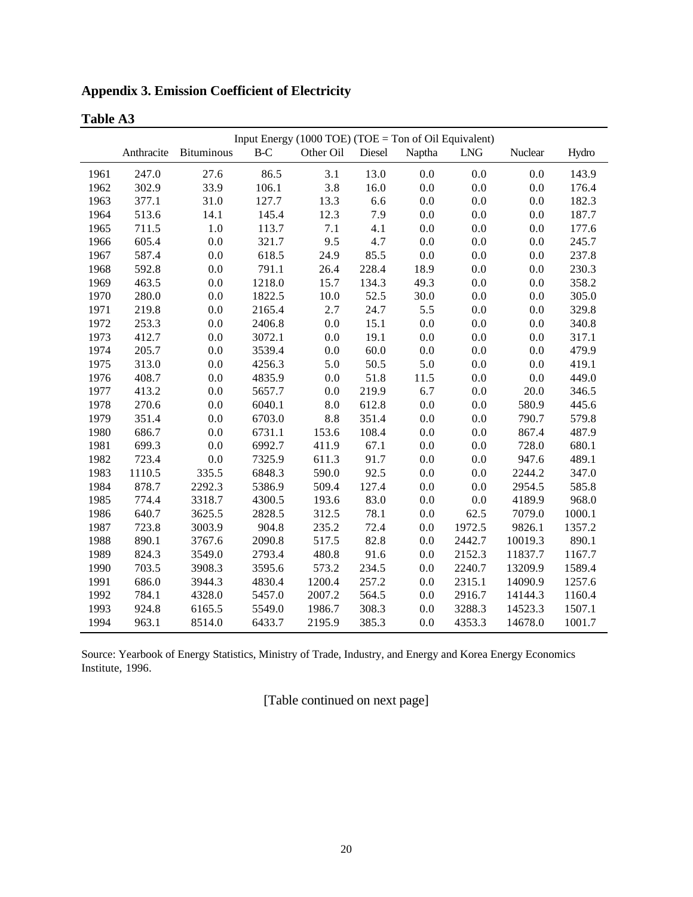## Appendix 3. Emission Coefficient of Electricity

### Table A3

| | Input Energy (1000 TOE) (TOE = Ton of Oil Equivalent) | | | | | | | | |
|---|---|---|---|---|---|---|---|---|---|
| | Anthracite | Bituminous | B-C | Other Oil | Diesel | Naptha | LNG | Nuclear | Hydro |
| 1961 | 247.0 | 27.6 | 86.5 | 3.1 | 13.0 | 0.0 | 0.0 | 0.0 | 143.9 |
| 1962 | 302.9 | 33.9 | 106.1 | 3.8 | 16.0 | 0.0 | 0.0 | 0.0 | 176.4 |
| 1963 | 377.1 | 31.0 | 127.7 | 13.3 | 6.6 | 0.0 | 0.0 | 0.0 | 182.3 |
| 1964 | 513.6 | 14.1 | 145.4 | 12.3 | 7.9 | 0.0 | 0.0 | 0.0 | 187.7 |
| 1965 | 711.5 | 1.0 | 113.7 | 7.1 | 4.1 | 0.0 | 0.0 | 0.0 | 177.6 |
| 1966 | 605.4 | 0.0 | 321.7 | 9.5 | 4.7 | 0.0 | 0.0 | 0.0 | 245.7 |
| 1967 | 587.4 | 0.0 | 618.5 | 24.9 | 85.5 | 0.0 | 0.0 | 0.0 | 237.8 |
| 1968 | 592.8 | 0.0 | 791.1 | 26.4 | 228.4 | 18.9 | 0.0 | 0.0 | 230.3 |
| 1969 | 463.5 | 0.0 | 1218.0 | 15.7 | 134.3 | 49.3 | 0.0 | 0.0 | 358.2 |
| 1970 | 280.0 | 0.0 | 1822.5 | 10.0 | 52.5 | 30.0 | 0.0 | 0.0 | 305.0 |
| 1971 | 219.8 | 0.0 | 2165.4 | 2.7 | 24.7 | 5.5 | 0.0 | 0.0 | 329.8 |
| 1972 | 253.3 | 0.0 | 2406.8 | 0.0 | 15.1 | 0.0 | 0.0 | 0.0 | 340.8 |
| 1973 | 412.7 | 0.0 | 3072.1 | 0.0 | 19.1 | 0.0 | 0.0 | 0.0 | 317.1 |
| 1974 | 205.7 | 0.0 | 3539.4 | 0.0 | 60.0 | 0.0 | 0.0 | 0.0 | 479.9 |
| 1975 | 313.0 | 0.0 | 4256.3 | 5.0 | 50.5 | 5.0 | 0.0 | 0.0 | 419.1 |
| 1976 | 408.7 | 0.0 | 4835.9 | 0.0 | 51.8 | 11.5 | 0.0 | 0.0 | 449.0 |
| 1977 | 413.2 | 0.0 | 5657.7 | 0.0 | 219.9 | 6.7 | 0.0 | 20.0 | 346.5 |
| 1978 | 270.6 | 0.0 | 6040.1 | 8.0 | 612.8 | 0.0 | 0.0 | 580.9 | 445.6 |
| 1979 | 351.4 | 0.0 | 6703.0 | 8.8 | 351.4 | 0.0 | 0.0 | 790.7 | 579.8 |
| 1980 | 686.7 | 0.0 | 6731.1 | 153.6 | 108.4 | 0.0 | 0.0 | 867.4 | 487.9 |
| 1981 | 699.3 | 0.0 | 6992.7 | 411.9 | 67.1 | 0.0 | 0.0 | 728.0 | 680.1 |
| 1982 | 723.4 | 0.0 | 7325.9 | 611.3 | 91.7 | 0.0 | 0.0 | 947.6 | 489.1 |
| 1983 | 1110.5 | 335.5 | 6848.3 | 590.0 | 92.5 | 0.0 | 0.0 | 2244.2 | 347.0 |
| 1984 | 878.7 | 2292.3 | 5386.9 | 509.4 | 127.4 | 0.0 | 0.0 | 2954.5 | 585.8 |
| 1985 | 774.4 | 3318.7 | 4300.5 | 193.6 | 83.0 | 0.0 | 0.0 | 4189.9 | 968.0 |
| 1986 | 640.7 | 3625.5 | 2828.5 | 312.5 | 78.1 | 0.0 | 62.5 | 7079.0 | 1000.1 |
| 1987 | 723.8 | 3003.9 | 904.8 | 235.2 | 72.4 | 0.0 | 1972.5 | 9826.1 | 1357.2 |
| 1988 | 890.1 | 3767.6 | 2090.8 | 517.5 | 82.8 | 0.0 | 2442.7 | 10019.3 | 890.1 |
| 1989 | 824.3 | 3549.0 | 2793.4 | 480.8 | 91.6 | 0.0 | 2152.3 | 11837.7 | 1167.7 |
| 1990 | 703.5 | 3908.3 | 3595.6 | 573.2 | 234.5 | 0.0 | 2240.7 | 13209.9 | 1589.4 |
| 1991 | 686.0 | 3944.3 | 4830.4 | 1200.4 | 257.2 | 0.0 | 2315.1 | 14090.9 | 1257.6 |
| 1992 | 784.1 | 4328.0 | 5457.0 | 2007.2 | 564.5 | 0.0 | 2916.7 | 14144.3 | 1160.4 |
| 1993 | 924.8 | 6165.5 | 5549.0 | 1986.7 | 308.3 | 0.0 | 3288.3 | 14523.3 | 1507.1 |
| 1994 | 963.1 | 8514.0 | 6433.7 | 2195.9 | 385.3 | 0.0 | 4353.3 | 14678.0 | 1001.7 |

Source: Yearbook of Energy Statistics, Ministry of Trade, Industry, and Energy and Korea Energy Economics Institute, 1996.

[Table continued on next page]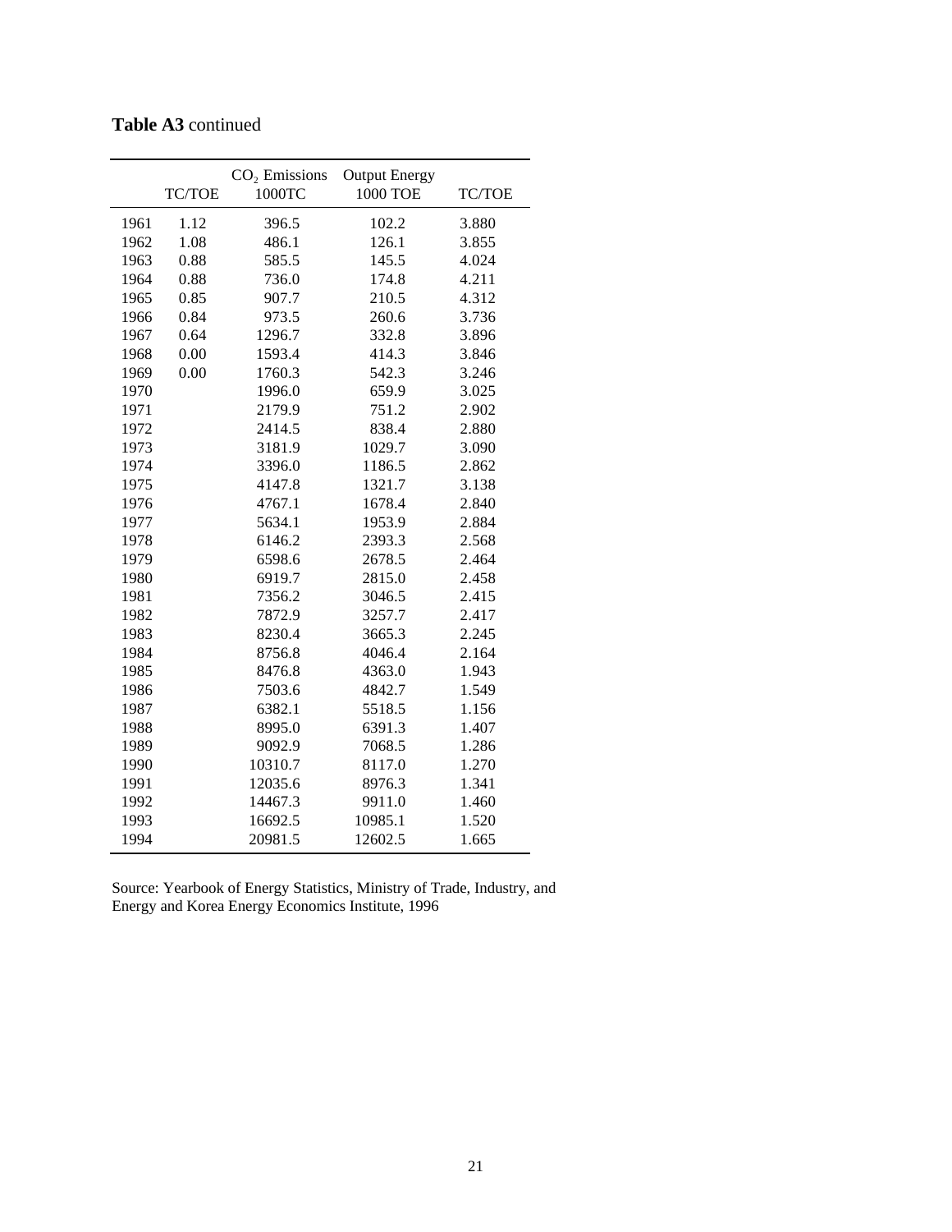**Table A3** continued

| | TC/TOE | $CO_2$ Emissions 1000TC | Output Energy 1000 TOE | TC/TOE |
|---|---|---|---|---|
| 1961 | 1.12 | 396.5 | 102.2 | 3.880 |
| 1962 | 1.08 | 486.1 | 126.1 | 3.855 |
| 1963 | 0.88 | 585.5 | 145.5 | 4.024 |
| 1964 | 0.88 | 736.0 | 174.8 | 4.211 |
| 1965 | 0.85 | 907.7 | 210.5 | 4.312 |
| 1966 | 0.84 | 973.5 | 260.6 | 3.736 |
| 1967 | 0.64 | 1296.7 | 332.8 | 3.896 |
| 1968 | 0.00 | 1593.4 | 414.3 | 3.846 |
| 1969 | 0.00 | 1760.3 | 542.3 | 3.246 |
| 1970 | | 1996.0 | 659.9 | 3.025 |
| 1971 | | 2179.9 | 751.2 | 2.902 |
| 1972 | | 2414.5 | 838.4 | 2.880 |
| 1973 | | 3181.9 | 1029.7 | 3.090 |
| 1974 | | 3396.0 | 1186.5 | 2.862 |
| 1975 | | 4147.8 | 1321.7 | 3.138 |
| 1976 | | 4767.1 | 1678.4 | 2.840 |
| 1977 | | 5634.1 | 1953.9 | 2.884 |
| 1978 | | 6146.2 | 2393.3 | 2.568 |
| 1979 | | 6598.6 | 2678.5 | 2.464 |
| 1980 | | 6919.7 | 2815.0 | 2.458 |
| 1981 | | 7356.2 | 3046.5 | 2.415 |
| 1982 | | 7872.9 | 3257.7 | 2.417 |
| 1983 | | 8230.4 | 3665.3 | 2.245 |
| 1984 | | 8756.8 | 4046.4 | 2.164 |
| 1985 | | 8476.8 | 4363.0 | 1.943 |
| 1986 | | 7503.6 | 4842.7 | 1.549 |
| 1987 | | 6382.1 | 5518.5 | 1.156 |
| 1988 | | 8995.0 | 6391.3 | 1.407 |
| 1989 | | 9092.9 | 7068.5 | 1.286 |
| 1990 | | 10310.7 | 8117.0 | 1.270 |
| 1991 | | 12035.6 | 8976.3 | 1.341 |
| 1992 | | 14467.3 | 9911.0 | 1.460 |
| 1993 | | 16692.5 | 10985.1 | 1.520 |
| 1994 | | 20981.5 | 12602.5 | 1.665 |

Source: Yearbook of Energy Statistics, Ministry of Trade, Industry, and Energy and Korea Energy Economics Institute, 1996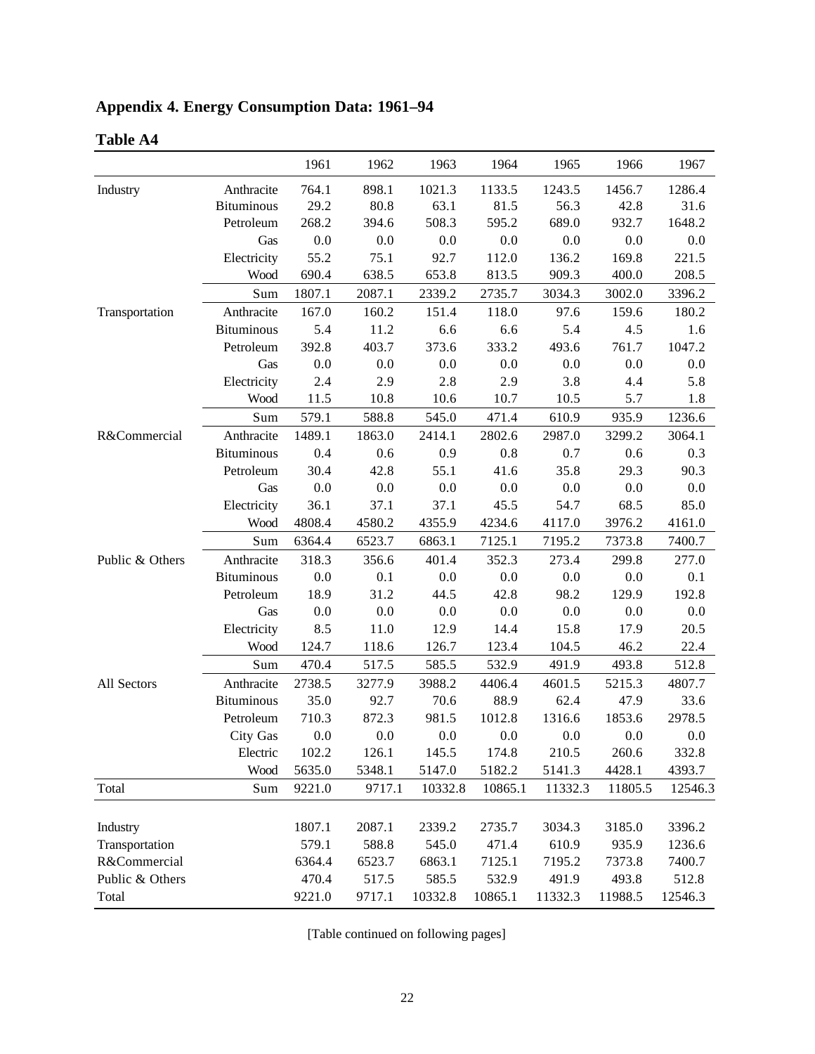## Appendix 4. Energy Consumption Data: 1961–94

### Table A4

| | | 1961 | 1962 | 1963 | 1964 | 1965 | 1966 | 1967 |
|---|---|---|---|---|---|---|---|---|
| Industry | Anthracite | 764.1 | 898.1 | 1021.3 | 1133.5 | 1243.5 | 1456.7 | 1286.4 |
| | Bituminous | 29.2 | 80.8 | 63.1 | 81.5 | 56.3 | 42.8 | 31.6 |
| | Petroleum | 268.2 | 394.6 | 508.3 | 595.2 | 689.0 | 932.7 | 1648.2 |
| | Gas | 0.0 | 0.0 | 0.0 | 0.0 | 0.0 | 0.0 | 0.0 |
| | Electricity | 55.2 | 75.1 | 92.7 | 112.0 | 136.2 | 169.8 | 221.5 |
| | Wood | 690.4 | 638.5 | 653.8 | 813.5 | 909.3 | 400.0 | 208.5 |
| | Sum | 1807.1 | 2087.1 | 2339.2 | 2735.7 | 3034.3 | 3002.0 | 3396.2 |
| Transportation | Anthracite | 167.0 | 160.2 | 151.4 | 118.0 | 97.6 | 159.6 | 180.2 |
| | Bituminous | 5.4 | 11.2 | 6.6 | 6.6 | 5.4 | 4.5 | 1.6 |
| | Petroleum | 392.8 | 403.7 | 373.6 | 333.2 | 493.6 | 761.7 | 1047.2 |
| | Gas | 0.0 | 0.0 | 0.0 | 0.0 | 0.0 | 0.0 | 0.0 |
| | Electricity | 2.4 | 2.9 | 2.8 | 2.9 | 3.8 | 4.4 | 5.8 |
| | Wood | 11.5 | 10.8 | 10.6 | 10.7 | 10.5 | 5.7 | 1.8 |
| | Sum | 579.1 | 588.8 | 545.0 | 471.4 | 610.9 | 935.9 | 1236.6 |
| R&Commercial | Anthracite | 1489.1 | 1863.0 | 2414.1 | 2802.6 | 2987.0 | 3299.2 | 3064.1 |
| | Bituminous | 0.4 | 0.6 | 0.9 | 0.8 | 0.7 | 0.6 | 0.3 |
| | Petroleum | 30.4 | 42.8 | 55.1 | 41.6 | 35.8 | 29.3 | 90.3 |
| | Gas | 0.0 | 0.0 | 0.0 | 0.0 | 0.0 | 0.0 | 0.0 |
| | Electricity | 36.1 | 37.1 | 37.1 | 45.5 | 54.7 | 68.5 | 85.0 |
| | Wood | 4808.4 | 4580.2 | 4355.9 | 4234.6 | 4117.0 | 3976.2 | 4161.0 |
| | Sum | 6364.4 | 6523.7 | 6863.1 | 7125.1 | 7195.2 | 7373.8 | 7400.7 |
| Public & Others | Anthracite | 318.3 | 356.6 | 401.4 | 352.3 | 273.4 | 299.8 | 277.0 |
| | Bituminous | 0.0 | 0.1 | 0.0 | 0.0 | 0.0 | 0.0 | 0.1 |
| | Petroleum | 18.9 | 31.2 | 44.5 | 42.8 | 98.2 | 129.9 | 192.8 |
| | Gas | 0.0 | 0.0 | 0.0 | 0.0 | 0.0 | 0.0 | 0.0 |
| | Electricity | 8.5 | 11.0 | 12.9 | 14.4 | 15.8 | 17.9 | 20.5 |
| | Wood | 124.7 | 118.6 | 126.7 | 123.4 | 104.5 | 46.2 | 22.4 |
| | Sum | 470.4 | 517.5 | 585.5 | 532.9 | 491.9 | 493.8 | 512.8 |
| All Sectors | Anthracite | 2738.5 | 3277.9 | 3988.2 | 4406.4 | 4601.5 | 5215.3 | 4807.7 |
| | Bituminous | 35.0 | 92.7 | 70.6 | 88.9 | 62.4 | 47.9 | 33.6 |
| | Petroleum | 710.3 | 872.3 | 981.5 | 1012.8 | 1316.6 | 1853.6 | 2978.5 |
| | City Gas | 0.0 | 0.0 | 0.0 | 0.0 | 0.0 | 0.0 | 0.0 |
| | Electric | 102.2 | 126.1 | 145.5 | 174.8 | 210.5 | 260.6 | 332.8 |
| | Wood | 5635.0 | 5348.1 | 5147.0 | 5182.2 | 5141.3 | 4428.1 | 4393.7 |
| Total | Sum | 9221.0 | 9717.1 | 10332.8 | 10865.1 | 11332.3 | 11805.5 | 12546.3 |
| | | | | | | | | |
| Industry | | 1807.1 | 2087.1 | 2339.2 | 2735.7 | 3034.3 | 3185.0 | 3396.2 |
| Transportation | | 579.1 | 588.8 | 545.0 | 471.4 | 610.9 | 935.9 | 1236.6 |
| R&Commercial | | 6364.4 | 6523.7 | 6863.1 | 7125.1 | 7195.2 | 7373.8 | 7400.7 |
| Public & Others | | 470.4 | 517.5 | 585.5 | 532.9 | 491.9 | 493.8 | 512.8 |
| Total | | 9221.0 | 9717.1 | 10332.8 | 10865.1 | 11332.3 | 11988.5 | 12546.3 |

[Table continued on following pages]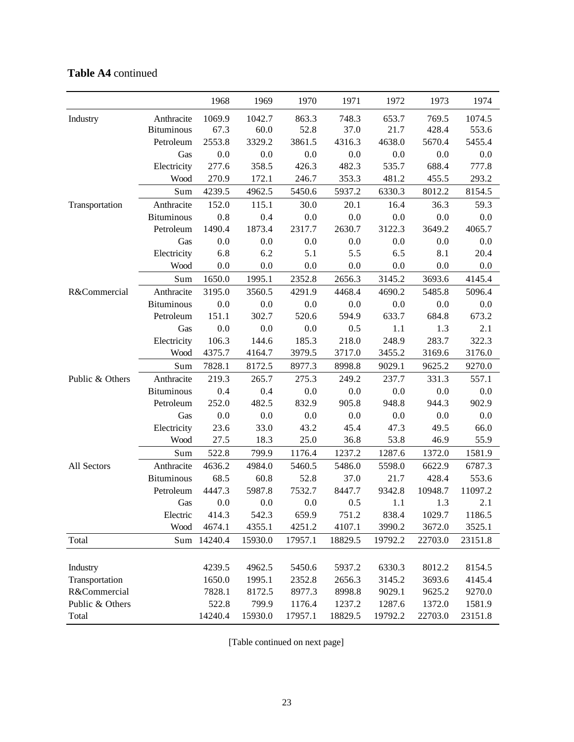**Table A4** continued

| | | 1968 | 1969 | 1970 | 1971 | 1972 | 1973 | 1974 |
|---|---|---|---|---|---|---|---|---|
| Industry | Anthracite | 1069.9 | 1042.7 | 863.3 | 748.3 | 653.7 | 769.5 | 1074.5 |
| | Bituminous | 67.3 | 60.0 | 52.8 | 37.0 | 21.7 | 428.4 | 553.6 |
| | Petroleum | 2553.8 | 3329.2 | 3861.5 | 4316.3 | 4638.0 | 5670.4 | 5455.4 |
| | Gas | 0.0 | 0.0 | 0.0 | 0.0 | 0.0 | 0.0 | 0.0 |
| | Electricity | 277.6 | 358.5 | 426.3 | 482.3 | 535.7 | 688.4 | 777.8 |
| | Wood | 270.9 | 172.1 | 246.7 | 353.3 | 481.2 | 455.5 | 293.2 |
| | Sum | 4239.5 | 4962.5 | 5450.6 | 5937.2 | 6330.3 | 8012.2 | 8154.5 |
| Transportation | Anthracite | 152.0 | 115.1 | 30.0 | 20.1 | 16.4 | 36.3 | 59.3 |
| | Bituminous | 0.8 | 0.4 | 0.0 | 0.0 | 0.0 | 0.0 | 0.0 |
| | Petroleum | 1490.4 | 1873.4 | 2317.7 | 2630.7 | 3122.3 | 3649.2 | 4065.7 |
| | Gas | 0.0 | 0.0 | 0.0 | 0.0 | 0.0 | 0.0 | 0.0 |
| | Electricity | 6.8 | 6.2 | 5.1 | 5.5 | 6.5 | 8.1 | 20.4 |
| | Wood | 0.0 | 0.0 | 0.0 | 0.0 | 0.0 | 0.0 | 0.0 |
| | Sum | 1650.0 | 1995.1 | 2352.8 | 2656.3 | 3145.2 | 3693.6 | 4145.4 |
| R&Commercial | Anthracite | 3195.0 | 3560.5 | 4291.9 | 4468.4 | 4690.2 | 5485.8 | 5096.4 |
| | Bituminous | 0.0 | 0.0 | 0.0 | 0.0 | 0.0 | 0.0 | 0.0 |
| | Petroleum | 151.1 | 302.7 | 520.6 | 594.9 | 633.7 | 684.8 | 673.2 |
| | Gas | 0.0 | 0.0 | 0.0 | 0.5 | 1.1 | 1.3 | 2.1 |
| | Electricity | 106.3 | 144.6 | 185.3 | 218.0 | 248.9 | 283.7 | 322.3 |
| | Wood | 4375.7 | 4164.7 | 3979.5 | 3717.0 | 3455.2 | 3169.6 | 3176.0 |
| | Sum | 7828.1 | 8172.5 | 8977.3 | 8998.8 | 9029.1 | 9625.2 | 9270.0 |
| Public & Others | Anthracite | 219.3 | 265.7 | 275.3 | 249.2 | 237.7 | 331.3 | 557.1 |
| | Bituminous | 0.4 | 0.4 | 0.0 | 0.0 | 0.0 | 0.0 | 0.0 |
| | Petroleum | 252.0 | 482.5 | 832.9 | 905.8 | 948.8 | 944.3 | 902.9 |
| | Gas | 0.0 | 0.0 | 0.0 | 0.0 | 0.0 | 0.0 | 0.0 |
| | Electricity | 23.6 | 33.0 | 43.2 | 45.4 | 47.3 | 49.5 | 66.0 |
| | Wood | 27.5 | 18.3 | 25.0 | 36.8 | 53.8 | 46.9 | 55.9 |
| | Sum | 522.8 | 799.9 | 1176.4 | 1237.2 | 1287.6 | 1372.0 | 1581.9 |
| All Sectors | Anthracite | 4636.2 | 4984.0 | 5460.5 | 5486.0 | 5598.0 | 6622.9 | 6787.3 |
| | Bituminous | 68.5 | 60.8 | 52.8 | 37.0 | 21.7 | 428.4 | 553.6 |
| | Petroleum | 4447.3 | 5987.8 | 7532.7 | 8447.7 | 9342.8 | 10948.7 | 11097.2 |
| | Gas | 0.0 | 0.0 | 0.0 | 0.5 | 1.1 | 1.3 | 2.1 |
| | Electric | 414.3 | 542.3 | 659.9 | 751.2 | 838.4 | 1029.7 | 1186.5 |
| | Wood | 4674.1 | 4355.1 | 4251.2 | 4107.1 | 3990.2 | 3672.0 | 3525.1 |
| Total | Sum | 14240.4 | 15930.0 | 17957.1 | 18829.5 | 19792.2 | 22703.0 | 23151.8 |
| | | | | | | | | |
| Industry | | 4239.5 | 4962.5 | 5450.6 | 5937.2 | 6330.3 | 8012.2 | 8154.5 |
| Transportation | | 1650.0 | 1995.1 | 2352.8 | 2656.3 | 3145.2 | 3693.6 | 4145.4 |
| R&Commercial | | 7828.1 | 8172.5 | 8977.3 | 8998.8 | 9029.1 | 9625.2 | 9270.0 |
| Public & Others | | 522.8 | 799.9 | 1176.4 | 1237.2 | 1287.6 | 1372.0 | 1581.9 |
| Total | | 14240.4 | 15930.0 | 17957.1 | 18829.5 | 19792.2 | 22703.0 | 23151.8 |

[Table continued on next page]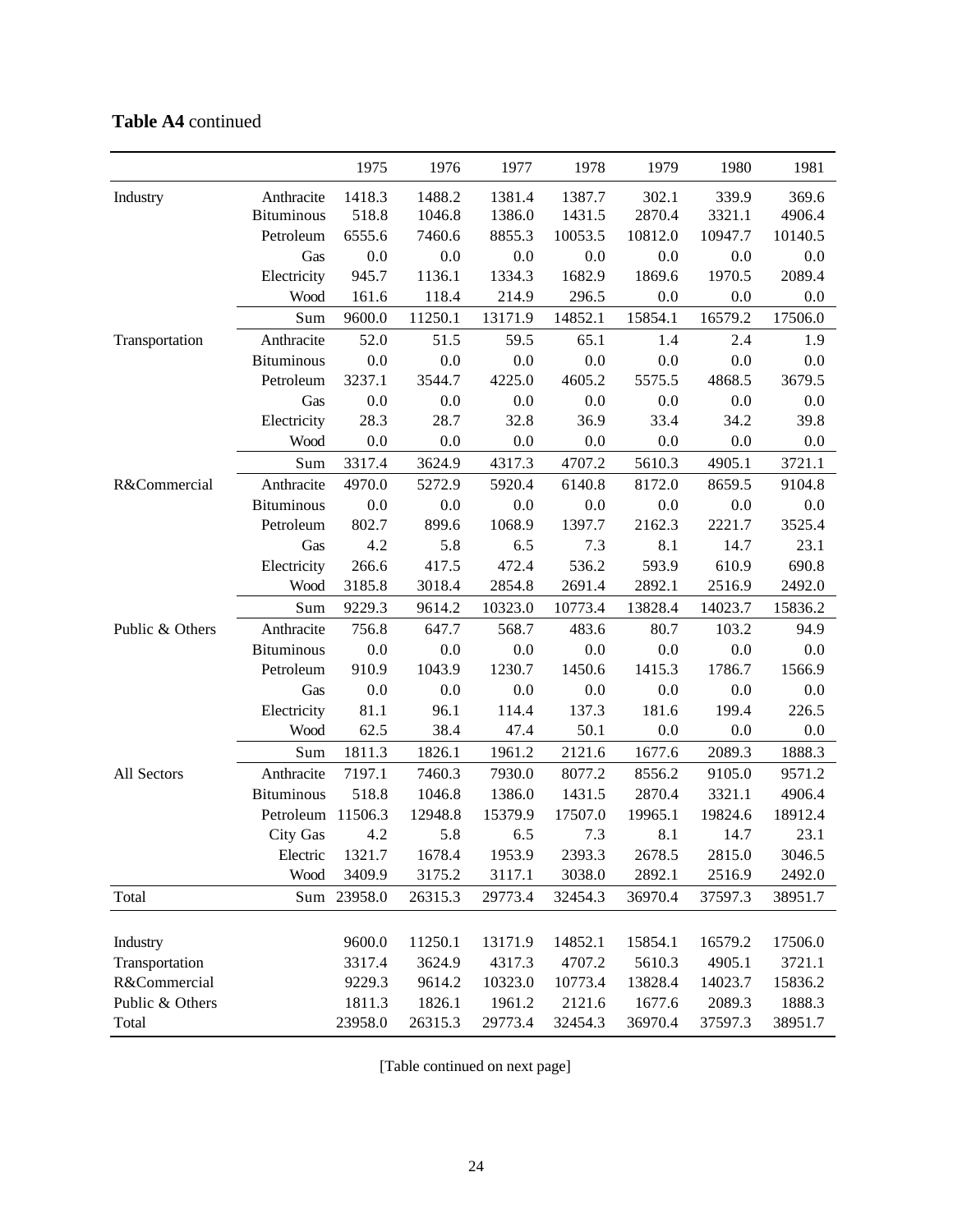**Table A4** continued

| | | 1975 | 1976 | 1977 | 1978 | 1979 | 1980 | 1981 |
|---|---|---|---|---|---|---|---|---|
| Industry | Anthracite | 1418.3 | 1488.2 | 1381.4 | 1387.7 | 302.1 | 339.9 | 369.6 |
| | Bituminous | 518.8 | 1046.8 | 1386.0 | 1431.5 | 2870.4 | 3321.1 | 4906.4 |
| | Petroleum | 6555.6 | 7460.6 | 8855.3 | 10053.5 | 10812.0 | 10947.7 | 10140.5 |
| | Gas | 0.0 | 0.0 | 0.0 | 0.0 | 0.0 | 0.0 | 0.0 |
| | Electricity | 945.7 | 1136.1 | 1334.3 | 1682.9 | 1869.6 | 1970.5 | 2089.4 |
| | Wood | 161.6 | 118.4 | 214.9 | 296.5 | 0.0 | 0.0 | 0.0 |
| | Sum | 9600.0 | 11250.1 | 13171.9 | 14852.1 | 15854.1 | 16579.2 | 17506.0 |
| Transportation | Anthracite | 52.0 | 51.5 | 59.5 | 65.1 | 1.4 | 2.4 | 1.9 |
| | Bituminous | 0.0 | 0.0 | 0.0 | 0.0 | 0.0 | 0.0 | 0.0 |
| | Petroleum | 3237.1 | 3544.7 | 4225.0 | 4605.2 | 5575.5 | 4868.5 | 3679.5 |
| | Gas | 0.0 | 0.0 | 0.0 | 0.0 | 0.0 | 0.0 | 0.0 |
| | Electricity | 28.3 | 28.7 | 32.8 | 36.9 | 33.4 | 34.2 | 39.8 |
| | Wood | 0.0 | 0.0 | 0.0 | 0.0 | 0.0 | 0.0 | 0.0 |
| | Sum | 3317.4 | 3624.9 | 4317.3 | 4707.2 | 5610.3 | 4905.1 | 3721.1 |
| R&Commercial | Anthracite | 4970.0 | 5272.9 | 5920.4 | 6140.8 | 8172.0 | 8659.5 | 9104.8 |
| | Bituminous | 0.0 | 0.0 | 0.0 | 0.0 | 0.0 | 0.0 | 0.0 |
| | Petroleum | 802.7 | 899.6 | 1068.9 | 1397.7 | 2162.3 | 2221.7 | 3525.4 |
| | Gas | 4.2 | 5.8 | 6.5 | 7.3 | 8.1 | 14.7 | 23.1 |
| | Electricity | 266.6 | 417.5 | 472.4 | 536.2 | 593.9 | 610.9 | 690.8 |
| | Wood | 3185.8 | 3018.4 | 2854.8 | 2691.4 | 2892.1 | 2516.9 | 2492.0 |
| | Sum | 9229.3 | 9614.2 | 10323.0 | 10773.4 | 13828.4 | 14023.7 | 15836.2 |
| Public & Others | Anthracite | 756.8 | 647.7 | 568.7 | 483.6 | 80.7 | 103.2 | 94.9 |
| | Bituminous | 0.0 | 0.0 | 0.0 | 0.0 | 0.0 | 0.0 | 0.0 |
| | Petroleum | 910.9 | 1043.9 | 1230.7 | 1450.6 | 1415.3 | 1786.7 | 1566.9 |
| | Gas | 0.0 | 0.0 | 0.0 | 0.0 | 0.0 | 0.0 | 0.0 |
| | Electricity | 81.1 | 96.1 | 114.4 | 137.3 | 181.6 | 199.4 | 226.5 |
| | Wood | 62.5 | 38.4 | 47.4 | 50.1 | 0.0 | 0.0 | 0.0 |
| | Sum | 1811.3 | 1826.1 | 1961.2 | 2121.6 | 1677.6 | 2089.3 | 1888.3 |
| All Sectors | Anthracite | 7197.1 | 7460.3 | 7930.0 | 8077.2 | 8556.2 | 9105.0 | 9571.2 |
| | Bituminous | 518.8 | 1046.8 | 1386.0 | 1431.5 | 2870.4 | 3321.1 | 4906.4 |
| | Petroleum | 11506.3 | 12948.8 | 15379.9 | 17507.0 | 19965.1 | 19824.6 | 18912.4 |
| | City Gas | 4.2 | 5.8 | 6.5 | 7.3 | 8.1 | 14.7 | 23.1 |
| | Electric | 1321.7 | 1678.4 | 1953.9 | 2393.3 | 2678.5 | 2815.0 | 3046.5 |
| | Wood | 3409.9 | 3175.2 | 3117.1 | 3038.0 | 2892.1 | 2516.9 | 2492.0 |
| Total | Sum | 23958.0 | 26315.3 | 29773.4 | 32454.3 | 36970.4 | 37597.3 | 38951.7 |
| | | | | | | | | |
| Industry | | 9600.0 | 11250.1 | 13171.9 | 14852.1 | 15854.1 | 16579.2 | 17506.0 |
| Transportation | | 3317.4 | 3624.9 | 4317.3 | 4707.2 | 5610.3 | 4905.1 | 3721.1 |
| R&Commercial | | 9229.3 | 9614.2 | 10323.0 | 10773.4 | 13828.4 | 14023.7 | 15836.2 |
| Public & Others | | 1811.3 | 1826.1 | 1961.2 | 2121.6 | 1677.6 | 2089.3 | 1888.3 |
| Total | | 23958.0 | 26315.3 | 29773.4 | 32454.3 | 36970.4 | 37597.3 | 38951.7 |

[Table continued on next page]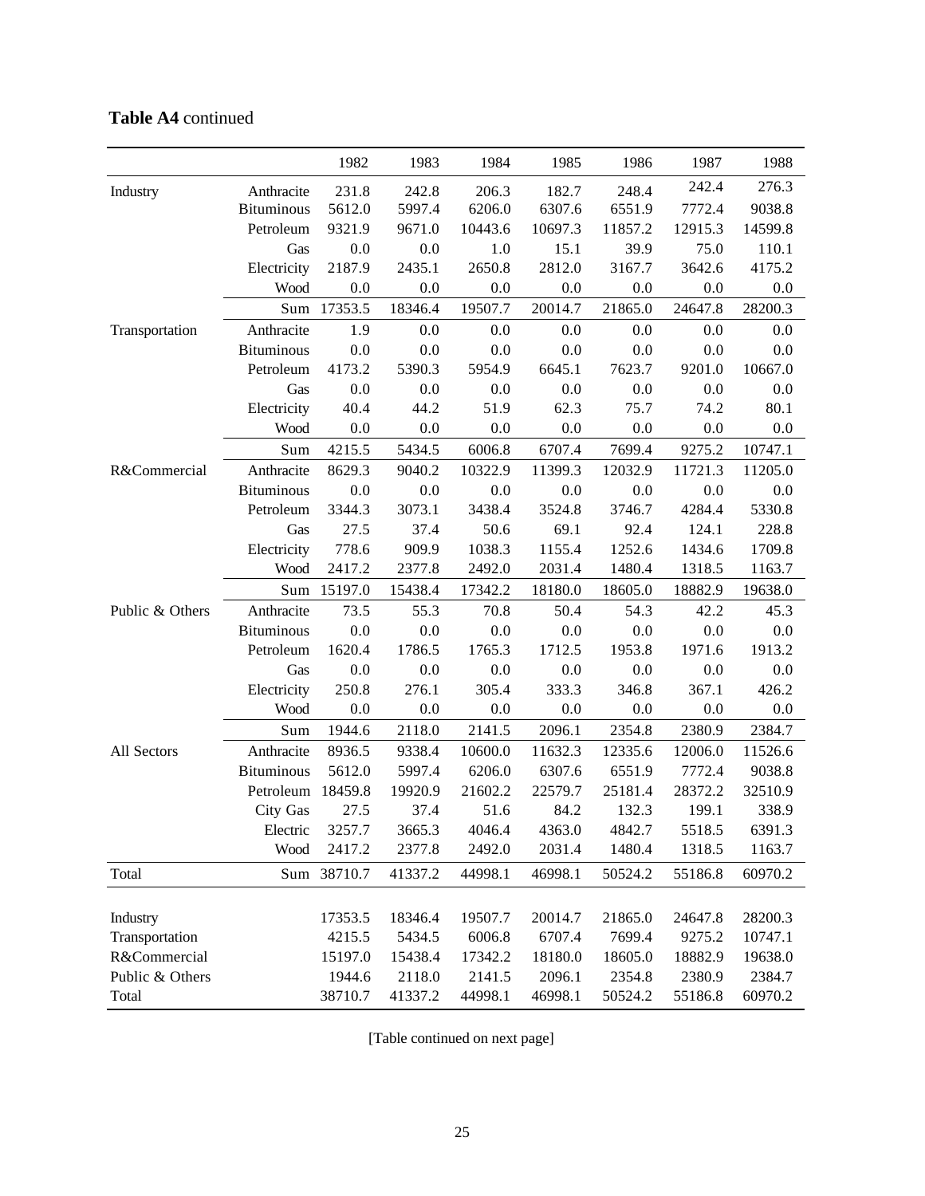**Table A4** continued

| | | 1982 | 1983 | 1984 | 1985 | 1986 | 1987 | 1988 |
|---|---|---|---|---|---|---|---|---|
| Industry | Anthracite | 231.8 | 242.8 | 206.3 | 182.7 | 248.4 | 242.4 | 276.3 |
| | Bituminous | 5612.0 | 5997.4 | 6206.0 | 6307.6 | 6551.9 | 7772.4 | 9038.8 |
| | Petroleum | 9321.9 | 9671.0 | 10443.6 | 10697.3 | 11857.2 | 12915.3 | 14599.8 |
| | Gas | 0.0 | 0.0 | 1.0 | 15.1 | 39.9 | 75.0 | 110.1 |
| | Electricity | 2187.9 | 2435.1 | 2650.8 | 2812.0 | 3167.7 | 3642.6 | 4175.2 |
| | Wood | 0.0 | 0.0 | 0.0 | 0.0 | 0.0 | 0.0 | 0.0 |
| | Sum | 17353.5 | 18346.4 | 19507.7 | 20014.7 | 21865.0 | 24647.8 | 28200.3 |
| Transportation | Anthracite | 1.9 | 0.0 | 0.0 | 0.0 | 0.0 | 0.0 | 0.0 |
| | Bituminous | 0.0 | 0.0 | 0.0 | 0.0 | 0.0 | 0.0 | 0.0 |
| | Petroleum | 4173.2 | 5390.3 | 5954.9 | 6645.1 | 7623.7 | 9201.0 | 10667.0 |
| | Gas | 0.0 | 0.0 | 0.0 | 0.0 | 0.0 | 0.0 | 0.0 |
| | Electricity | 40.4 | 44.2 | 51.9 | 62.3 | 75.7 | 74.2 | 80.1 |
| | Wood | 0.0 | 0.0 | 0.0 | 0.0 | 0.0 | 0.0 | 0.0 |
| | Sum | 4215.5 | 5434.5 | 6006.8 | 6707.4 | 7699.4 | 9275.2 | 10747.1 |
| R&Commercial | Anthracite | 8629.3 | 9040.2 | 10322.9 | 11399.3 | 12032.9 | 11721.3 | 11205.0 |
| | Bituminous | 0.0 | 0.0 | 0.0 | 0.0 | 0.0 | 0.0 | 0.0 |
| | Petroleum | 3344.3 | 3073.1 | 3438.4 | 3524.8 | 3746.7 | 4284.4 | 5330.8 |
| | Gas | 27.5 | 37.4 | 50.6 | 69.1 | 92.4 | 124.1 | 228.8 |
| | Electricity | 778.6 | 909.9 | 1038.3 | 1155.4 | 1252.6 | 1434.6 | 1709.8 |
| | Wood | 2417.2 | 2377.8 | 2492.0 | 2031.4 | 1480.4 | 1318.5 | 1163.7 |
| | Sum | 15197.0 | 15438.4 | 17342.2 | 18180.0 | 18605.0 | 18882.9 | 19638.0 |
| Public & Others | Anthracite | 73.5 | 55.3 | 70.8 | 50.4 | 54.3 | 42.2 | 45.3 |
| | Bituminous | 0.0 | 0.0 | 0.0 | 0.0 | 0.0 | 0.0 | 0.0 |
| | Petroleum | 1620.4 | 1786.5 | 1765.3 | 1712.5 | 1953.8 | 1971.6 | 1913.2 |
| | Gas | 0.0 | 0.0 | 0.0 | 0.0 | 0.0 | 0.0 | 0.0 |
| | Electricity | 250.8 | 276.1 | 305.4 | 333.3 | 346.8 | 367.1 | 426.2 |
| | Wood | 0.0 | 0.0 | 0.0 | 0.0 | 0.0 | 0.0 | 0.0 |
| | Sum | 1944.6 | 2118.0 | 2141.5 | 2096.1 | 2354.8 | 2380.9 | 2384.7 |
| All Sectors | Anthracite | 8936.5 | 9338.4 | 10600.0 | 11632.3 | 12335.6 | 12006.0 | 11526.6 |
| | Bituminous | 5612.0 | 5997.4 | 6206.0 | 6307.6 | 6551.9 | 7772.4 | 9038.8 |
| | Petroleum | 18459.8 | 19920.9 | 21602.2 | 22579.7 | 25181.4 | 28372.2 | 32510.9 |
| | City Gas | 27.5 | 37.4 | 51.6 | 84.2 | 132.3 | 199.1 | 338.9 |
| | Electric | 3257.7 | 3665.3 | 4046.4 | 4363.0 | 4842.7 | 5518.5 | 6391.3 |
| | Wood | 2417.2 | 2377.8 | 2492.0 | 2031.4 | 1480.4 | 1318.5 | 1163.7 |
| Total | Sum | 38710.7 | 41337.2 | 44998.1 | 46998.1 | 50524.2 | 55186.8 | 60970.2 |
| | | | | | | | | |
| Industry | | 17353.5 | 18346.4 | 19507.7 | 20014.7 | 21865.0 | 24647.8 | 28200.3 |
| Transportation | | 4215.5 | 5434.5 | 6006.8 | 6707.4 | 7699.4 | 9275.2 | 10747.1 |
| R&Commercial | | 15197.0 | 15438.4 | 17342.2 | 18180.0 | 18605.0 | 18882.9 | 19638.0 |
| Public & Others | | 1944.6 | 2118.0 | 2141.5 | 2096.1 | 2354.8 | 2380.9 | 2384.7 |
| Total | | 38710.7 | 41337.2 | 44998.1 | 46998.1 | 50524.2 | 55186.8 | 60970.2 |

[Table continued on next page]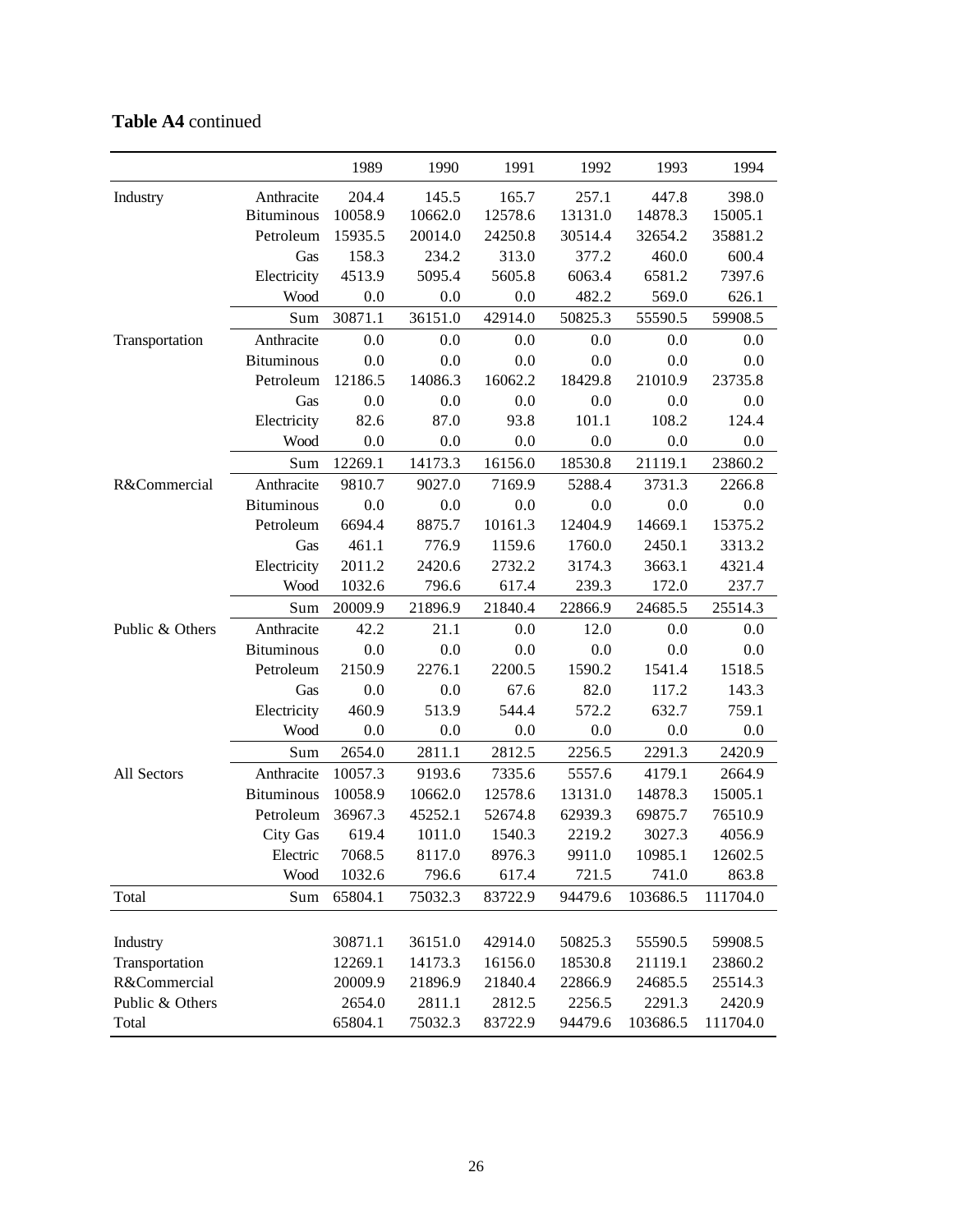**Table A4** continued

| | | 1989 | 1990 | 1991 | 1992 | 1993 | 1994 |
|---|---|---|---|---|---|---|---|
| Industry | Anthracite | 204.4 | 145.5 | 165.7 | 257.1 | 447.8 | 398.0 |
| | Bituminous | 10058.9 | 10662.0 | 12578.6 | 13131.0 | 14878.3 | 15005.1 |
| | Petroleum | 15935.5 | 20014.0 | 24250.8 | 30514.4 | 32654.2 | 35881.2 |
| | Gas | 158.3 | 234.2 | 313.0 | 377.2 | 460.0 | 600.4 |
| | Electricity | 4513.9 | 5095.4 | 5605.8 | 6063.4 | 6581.2 | 7397.6 |
| | Wood | 0.0 | 0.0 | 0.0 | 482.2 | 569.0 | 626.1 |
| | Sum | 30871.1 | 36151.0 | 42914.0 | 50825.3 | 55590.5 | 59908.5 |
| Transportation | Anthracite | 0.0 | 0.0 | 0.0 | 0.0 | 0.0 | 0.0 |
| | Bituminous | 0.0 | 0.0 | 0.0 | 0.0 | 0.0 | 0.0 |
| | Petroleum | 12186.5 | 14086.3 | 16062.2 | 18429.8 | 21010.9 | 23735.8 |
| | Gas | 0.0 | 0.0 | 0.0 | 0.0 | 0.0 | 0.0 |
| | Electricity | 82.6 | 87.0 | 93.8 | 101.1 | 108.2 | 124.4 |
| | Wood | 0.0 | 0.0 | 0.0 | 0.0 | 0.0 | 0.0 |
| | Sum | 12269.1 | 14173.3 | 16156.0 | 18530.8 | 21119.1 | 23860.2 |
| R&Commercial | Anthracite | 9810.7 | 9027.0 | 7169.9 | 5288.4 | 3731.3 | 2266.8 |
| | Bituminous | 0.0 | 0.0 | 0.0 | 0.0 | 0.0 | 0.0 |
| | Petroleum | 6694.4 | 8875.7 | 10161.3 | 12404.9 | 14669.1 | 15375.2 |
| | Gas | 461.1 | 776.9 | 1159.6 | 1760.0 | 2450.1 | 3313.2 |
| | Electricity | 2011.2 | 2420.6 | 2732.2 | 3174.3 | 3663.1 | 4321.4 |
| | Wood | 1032.6 | 796.6 | 617.4 | 239.3 | 172.0 | 237.7 |
| | Sum | 20009.9 | 21896.9 | 21840.4 | 22866.9 | 24685.5 | 25514.3 |
| Public & Others | Anthracite | 42.2 | 21.1 | 0.0 | 12.0 | 0.0 | 0.0 |
| | Bituminous | 0.0 | 0.0 | 0.0 | 0.0 | 0.0 | 0.0 |
| | Petroleum | 2150.9 | 2276.1 | 2200.5 | 1590.2 | 1541.4 | 1518.5 |
| | Gas | 0.0 | 0.0 | 67.6 | 82.0 | 117.2 | 143.3 |
| | Electricity | 460.9 | 513.9 | 544.4 | 572.2 | 632.7 | 759.1 |
| | Wood | 0.0 | 0.0 | 0.0 | 0.0 | 0.0 | 0.0 |
| | Sum | 2654.0 | 2811.1 | 2812.5 | 2256.5 | 2291.3 | 2420.9 |
| All Sectors | Anthracite | 10057.3 | 9193.6 | 7335.6 | 5557.6 | 4179.1 | 2664.9 |
| | Bituminous | 10058.9 | 10662.0 | 12578.6 | 13131.0 | 14878.3 | 15005.1 |
| | Petroleum | 36967.3 | 45252.1 | 52674.8 | 62939.3 | 69875.7 | 76510.9 |
| | City Gas | 619.4 | 1011.0 | 1540.3 | 2219.2 | 3027.3 | 4056.9 |
| | Electric | 7068.5 | 8117.0 | 8976.3 | 9911.0 | 10985.1 | 12602.5 |
| | Wood | 1032.6 | 796.6 | 617.4 | 721.5 | 741.0 | 863.8 |
| Total | Sum | 65804.1 | 75032.3 | 83722.9 | 94479.6 | 103686.5 | 111704.0 |
| | | | | | | | |
| Industry | | 30871.1 | 36151.0 | 42914.0 | 50825.3 | 55590.5 | 59908.5 |
| Transportation | | 12269.1 | 14173.3 | 16156.0 | 18530.8 | 21119.1 | 23860.2 |
| R&Commercial | | 20009.9 | 21896.9 | 21840.4 | 22866.9 | 24685.5 | 25514.3 |
| Public & Others | | 2654.0 | 2811.1 | 2812.5 | 2256.5 | 2291.3 | 2420.9 |
| Total | | 65804.1 | 75032.3 | 83722.9 | 94479.6 | 103686.5 | 111704.0 |